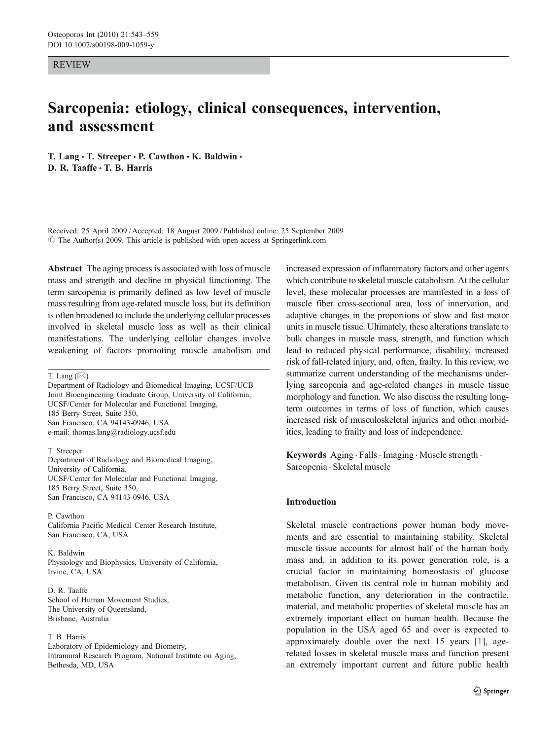REVIEW

# Sarcopenia: etiology, clinical consequences, intervention, and assessment

**T. Lang · T. Streeper · P. Cawthon · K. Baldwin · D. R. Taaffe · T. B. Harris**

Received: 25 April 2009 / Accepted: 18 August 2009 / Published online: 25 September 2009
© The Author(s) 2009. This article is published with open access at Springerlink.com

**Abstract** The aging process is associated with loss of muscle mass and strength and decline in physical functioning. The term sarcopenia is primarily defined as low level of muscle mass resulting from age-related muscle loss, but its definition is often broadened to include the underlying cellular processes involved in skeletal muscle loss as well as their clinical manifestations. The underlying cellular changes involve weakening of factors promoting muscle anabolism and increased expression of inflammatory factors and other agents which contribute to skeletal muscle catabolism. At the cellular level, these molecular processes are manifested in a loss of muscle fiber cross-sectional area, loss of innervation, and adaptive changes in the proportions of slow and fast motor units in muscle tissue. Ultimately, these alterations translate to bulk changes in muscle mass, strength, and function which lead to reduced physical performance, disability, increased risk of fall-related injury, and, often, frailty. In this review, we summarize current understanding of the mechanisms underlying sarcopenia and age-related changes in muscle tissue morphology and function. We also discuss the resulting long-term outcomes in terms of loss of function, which causes increased risk of musculoskeletal injuries and other morbidities, leading to frailty and loss of independence.

**Keywords** Aging · Falls · Imaging · Muscle strength · Sarcopenia · Skeletal muscle

T. Lang (✉)
Department of Radiology and Biomedical Imaging, UCSF/UCB Joint Bioengineering Graduate Group, University of California, UCSF/Center for Molecular and Functional Imaging, 185 Berry Street, Suite 350, San Francisco, CA 94143-0946, USA
e-mail: thomas.lang@radiology.ucsf.edu

T. Streeper
Department of Radiology and Biomedical Imaging, University of California, UCSF/Center for Molecular and Functional Imaging, 185 Berry Street, Suite 350, San Francisco, CA 94143-0946, USA

P. Cawthon
California Pacific Medical Center Research Institute, San Francisco, CA, USA

K. Baldwin
Physiology and Biophysics, University of California, Irvine, CA, USA

D. R. Taaffe
School of Human Movement Studies, The University of Queensland, Brisbane, Australia

T. B. Harris
Laboratory of Epidemiology and Biometry, Intramural Research Program, National Institute on Aging, Bethesda, MD, USA

## Introduction

Skeletal muscle contractions power human body movements and are essential to maintaining stability. Skeletal muscle tissue accounts for almost half of the human body mass and, in addition to its power generation role, is a crucial factor in maintaining homeostasis of glucose metabolism. Given its central role in human mobility and metabolic function, any deterioration in the contractile, material, and metabolic properties of skeletal muscle has an extremely important effect on human health. Because the population in the USA aged 65 and over is expected to approximately double over the next 15 years [1], age-related losses in skeletal muscle mass and function present an extremely important current and future public health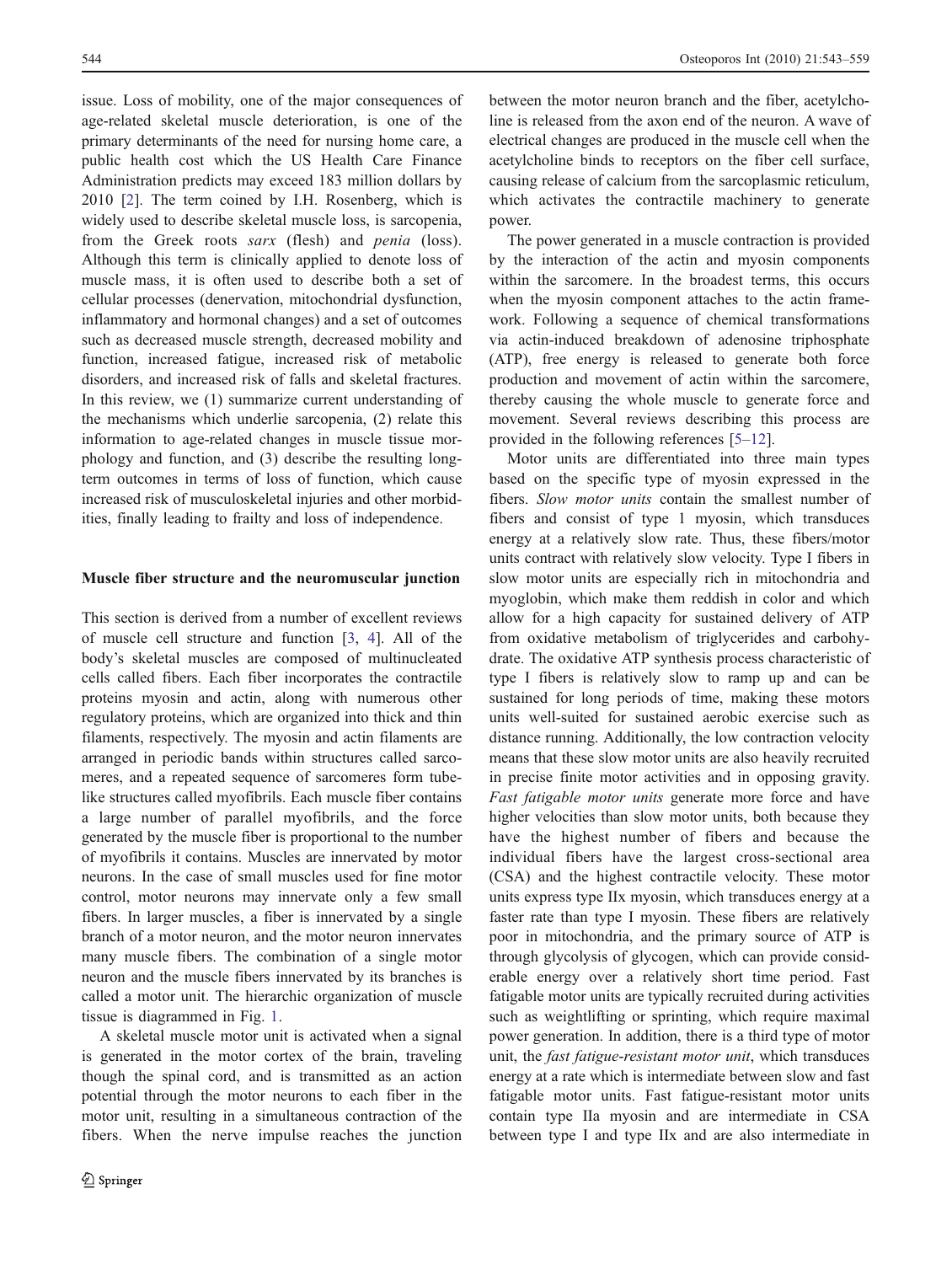issue. Loss of mobility, one of the major consequences of age-related skeletal muscle deterioration, is one of the primary determinants of the need for nursing home care, a public health cost which the US Health Care Finance Administration predicts may exceed 183 million dollars by 2010 [2]. The term coined by I.H. Rosenberg, which is widely used to describe skeletal muscle loss, is sarcopenia, from the Greek roots *sarx* (flesh) and *penia* (loss). Although this term is clinically applied to denote loss of muscle mass, it is often used to describe both a set of cellular processes (denervation, mitochondrial dysfunction, inflammatory and hormonal changes) and a set of outcomes such as decreased muscle strength, decreased mobility and function, increased fatigue, increased risk of metabolic disorders, and increased risk of falls and skeletal fractures. In this review, we (1) summarize current understanding of the mechanisms which underlie sarcopenia, (2) relate this information to age-related changes in muscle tissue morphology and function, and (3) describe the resulting long-term outcomes in terms of loss of function, which cause increased risk of musculoskeletal injuries and other morbidities, finally leading to frailty and loss of independence.

## Muscle fiber structure and the neuromuscular junction

This section is derived from a number of excellent reviews of muscle cell structure and function [3, 4]. All of the body's skeletal muscles are composed of multinucleated cells called fibers. Each fiber incorporates the contractile proteins myosin and actin, along with numerous other regulatory proteins, which are organized into thick and thin filaments, respectively. The myosin and actin filaments are arranged in periodic bands within structures called sarcomeres, and a repeated sequence of sarcomeres form tube-like structures called myofibrils. Each muscle fiber contains a large number of parallel myofibrils, and the force generated by the muscle fiber is proportional to the number of myofibrils it contains. Muscles are innervated by motor neurons. In the case of small muscles used for fine motor control, motor neurons may innervate only a few small fibers. In larger muscles, a fiber is innervated by a single branch of a motor neuron, and the motor neuron innervates many muscle fibers. The combination of a single motor neuron and the muscle fibers innervated by its branches is called a motor unit. The hierarchic organization of muscle tissue is diagrammed in Fig. 1.

A skeletal muscle motor unit is activated when a signal is generated in the motor cortex of the brain, traveling though the spinal cord, and is transmitted as an action potential through the motor neurons to each fiber in the motor unit, resulting in a simultaneous contraction of the fibers. When the nerve impulse reaches the junction between the motor neuron branch and the fiber, acetylcholine is released from the axon end of the neuron. A wave of electrical changes are produced in the muscle cell when the acetylcholine binds to receptors on the fiber cell surface, causing release of calcium from the sarcoplasmic reticulum, which activates the contractile machinery to generate power.

The power generated in a muscle contraction is provided by the interaction of the actin and myosin components within the sarcomere. In the broadest terms, this occurs when the myosin component attaches to the actin framework. Following a sequence of chemical transformations via actin-induced breakdown of adenosine triphosphate (ATP), free energy is released to generate both force production and movement of actin within the sarcomere, thereby causing the whole muscle to generate force and movement. Several reviews describing this process are provided in the following references [5–12].

Motor units are differentiated into three main types based on the specific type of myosin expressed in the fibers. *Slow motor units* contain the smallest number of fibers and consist of type 1 myosin, which transduces energy at a relatively slow rate. Thus, these fibers/motor units contract with relatively slow velocity. Type I fibers in slow motor units are especially rich in mitochondria and myoglobin, which make them reddish in color and which allow for a high capacity for sustained delivery of ATP from oxidative metabolism of triglycerides and carbohydrate. The oxidative ATP synthesis process characteristic of type I fibers is relatively slow to ramp up and can be sustained for long periods of time, making these motors units well-suited for sustained aerobic exercise such as distance running. Additionally, the low contraction velocity means that these slow motor units are also heavily recruited in precise finite motor activities and in opposing gravity. *Fast fatigable motor units* generate more force and have higher velocities than slow motor units, both because they have the highest number of fibers and because the individual fibers have the largest cross-sectional area (CSA) and the highest contractile velocity. These motor units express type IIx myosin, which transduces energy at a faster rate than type I myosin. These fibers are relatively poor in mitochondria, and the primary source of ATP is through glycolysis of glycogen, which can provide considerable energy over a relatively short time period. Fast fatigable motor units are typically recruited during activities such as weightlifting or sprinting, which require maximal power generation. In addition, there is a third type of motor unit, the *fast fatigue-resistant motor unit*, which transduces energy at a rate which is intermediate between slow and fast fatigable motor units. Fast fatigue-resistant motor units contain type IIa myosin and are intermediate in CSA between type I and type IIx and are also intermediate in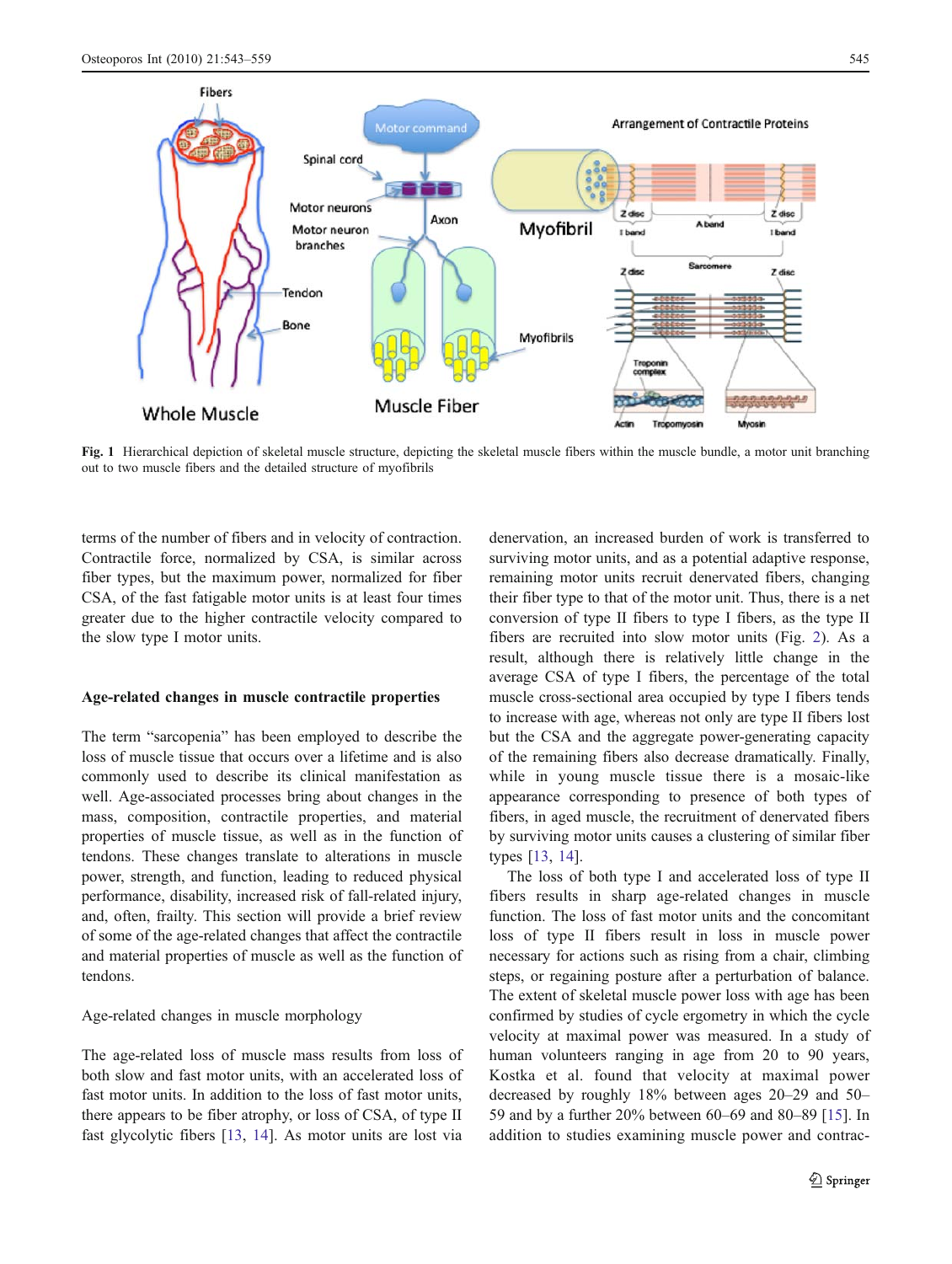**Fig. 1** Hierarchical depiction of skeletal muscle structure, depicting the skeletal muscle fibers within the muscle bundle, a motor unit branching out to two muscle fibers and the detailed structure of myofibrils

terms of the number of fibers and in velocity of contraction. Contractile force, normalized by CSA, is similar across fiber types, but the maximum power, normalized for fiber CSA, of the fast fatigable motor units is at least four times greater due to the higher contractile velocity compared to the slow type I motor units.

## Age-related changes in muscle contractile properties

The term "sarcopenia" has been employed to describe the loss of muscle tissue that occurs over a lifetime and is also commonly used to describe its clinical manifestation as well. Age-associated processes bring about changes in the mass, composition, contractile properties, and material properties of muscle tissue, as well as in the function of tendons. These changes translate to alterations in muscle power, strength, and function, leading to reduced physical performance, disability, increased risk of fall-related injury, and, often, frailty. This section will provide a brief review of some of the age-related changes that affect the contractile and material properties of muscle as well as the function of tendons.

### Age-related changes in muscle morphology

The age-related loss of muscle mass results from loss of both slow and fast motor units, with an accelerated loss of fast motor units. In addition to the loss of fast motor units, there appears to be fiber atrophy, or loss of CSA, of type II fast glycolytic fibers [13, 14]. As motor units are lost via denervation, an increased burden of work is transferred to surviving motor units, and as a potential adaptive response, remaining motor units recruit denervated fibers, changing their fiber type to that of the motor unit. Thus, there is a net conversion of type II fibers to type I fibers, as the type II fibers are recruited into slow motor units (Fig. 2). As a result, although there is relatively little change in the average CSA of type I fibers, the percentage of the total muscle cross-sectional area occupied by type I fibers tends to increase with age, whereas not only are type II fibers lost but the CSA and the aggregate power-generating capacity of the remaining fibers also decrease dramatically. Finally, while in young muscle tissue there is a mosaic-like appearance corresponding to presence of both types of fibers, in aged muscle, the recruitment of denervated fibers by surviving motor units causes a clustering of similar fiber types [13, 14].

The loss of both type I and accelerated loss of type II fibers results in sharp age-related changes in muscle function. The loss of fast motor units and the concomitant loss of type II fibers result in loss in muscle power necessary for actions such as rising from a chair, climbing steps, or regaining posture after a perturbation of balance. The extent of skeletal muscle power loss with age has been confirmed by studies of cycle ergometry in which the cycle velocity at maximal power was measured. In a study of human volunteers ranging in age from 20 to 90 years, Kostka et al. found that velocity at maximal power decreased by roughly 18% between ages 20–29 and 50–59 and by a further 20% between 60–69 and 80–89 [15]. In addition to studies examining muscle power and contrac-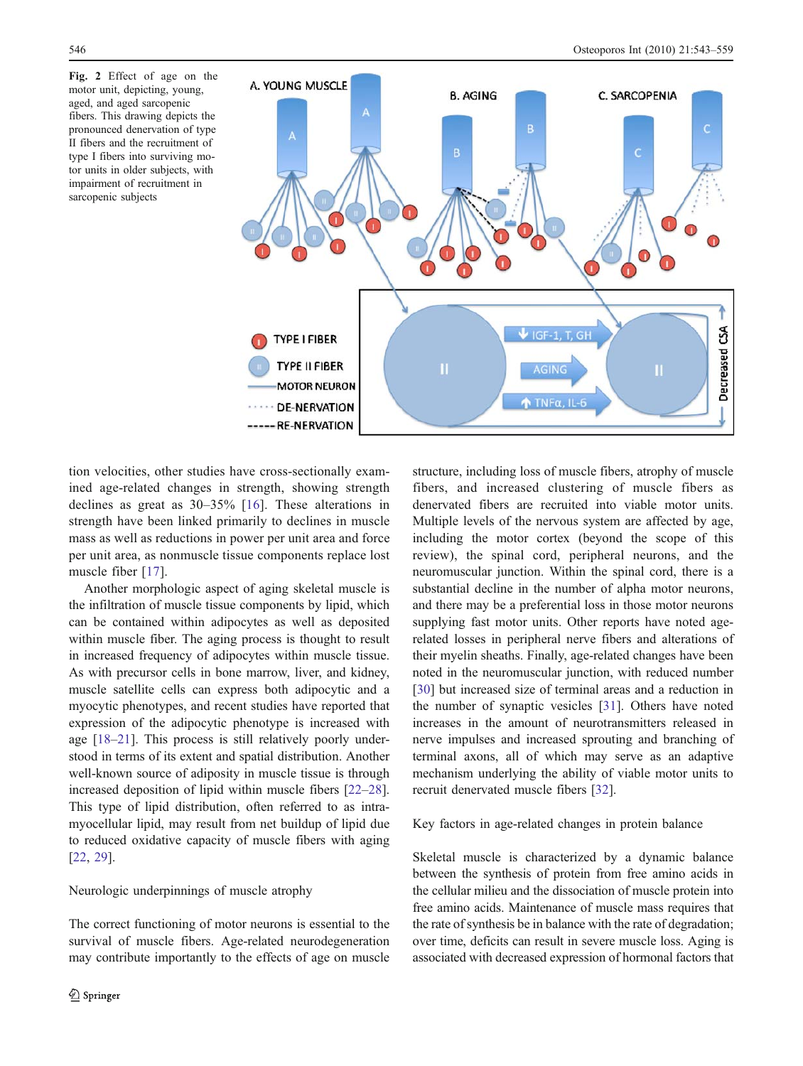**Fig. 2** Effect of age on the motor unit, depicting, young, aged, and aged sarcopenic fibers. This drawing depicts the pronounced denervation of type II fibers and the recruitment of type I fibers into surviving motor units in older subjects, with impairment of recruitment in sarcopenic subjects

A. YOUNG MUSCLE

B. AGING

C. SARCOPENIA

TYPE I FIBER

TYPE II FIBER

MOTOR NEURON

DE-NERVATION

RE-NERVATION

↓ IGF-1, T, GH

AGING

↑ TNFα, IL-6

Decreased CSA

tion velocities, other studies have cross-sectionally examined age-related changes in strength, showing strength declines as great as 30–35% [16]. These alterations in strength have been linked primarily to declines in muscle mass as well as reductions in power per unit area and force per unit area, as nonmuscle tissue components replace lost muscle fiber [17].

Another morphologic aspect of aging skeletal muscle is the infiltration of muscle tissue components by lipid, which can be contained within adipocytes as well as deposited within muscle fiber. The aging process is thought to result in increased frequency of adipocytes within muscle tissue. As with precursor cells in bone marrow, liver, and kidney, muscle satellite cells can express both adipocytic and a myocytic phenotypes, and recent studies have reported that expression of the adipocytic phenotype is increased with age [18–21]. This process is still relatively poorly understood in terms of its extent and spatial distribution. Another well-known source of adiposity in muscle tissue is through increased deposition of lipid within muscle fibers [22–28]. This type of lipid distribution, often referred to as intramyocellular lipid, may result from net buildup of lipid due to reduced oxidative capacity of muscle fibers with aging [22, 29].

## Neurologic underpinnings of muscle atrophy

The correct functioning of motor neurons is essential to the survival of muscle fibers. Age-related neurodegeneration may contribute importantly to the effects of age on muscle structure, including loss of muscle fibers, atrophy of muscle fibers, and increased clustering of muscle fibers as denervated fibers are recruited into viable motor units. Multiple levels of the nervous system are affected by age, including the motor cortex (beyond the scope of this review), the spinal cord, peripheral neurons, and the neuromuscular junction. Within the spinal cord, there is a substantial decline in the number of alpha motor neurons, and there may be a preferential loss in those motor neurons supplying fast motor units. Other reports have noted age-related losses in peripheral nerve fibers and alterations of their myelin sheaths. Finally, age-related changes have been noted in the neuromuscular junction, with reduced number [30] but increased size of terminal areas and a reduction in the number of synaptic vesicles [31]. Others have noted increases in the amount of neurotransmitters released in nerve impulses and increased sprouting and branching of terminal axons, all of which may serve as an adaptive mechanism underlying the ability of viable motor units to recruit denervated muscle fibers [32].

## Key factors in age-related changes in protein balance

Skeletal muscle is characterized by a dynamic balance between the synthesis of protein from free amino acids in the cellular milieu and the dissociation of muscle protein into free amino acids. Maintenance of muscle mass requires that the rate of synthesis be in balance with the rate of degradation; over time, deficits can result in severe muscle loss. Aging is associated with decreased expression of hormonal factors that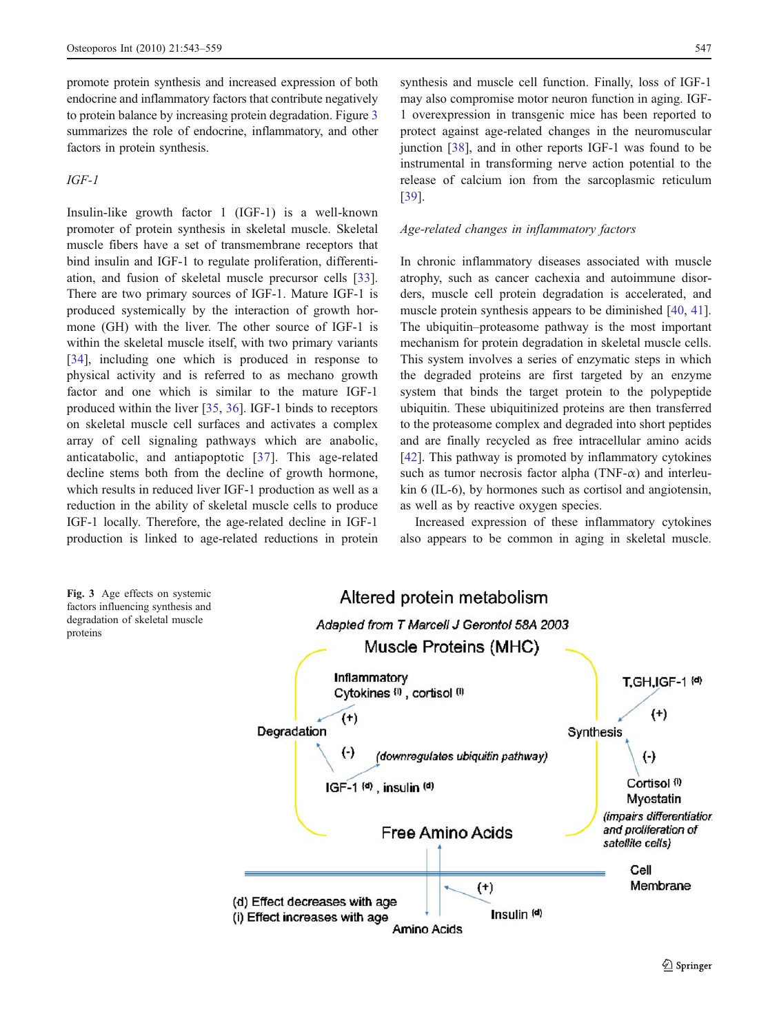promote protein synthesis and increased expression of both endocrine and inflammatory factors that contribute negatively to protein balance by increasing protein degradation. Figure 3 summarizes the role of endocrine, inflammatory, and other factors in protein synthesis.

*IGF-1*

Insulin-like growth factor 1 (IGF-1) is a well-known promoter of protein synthesis in skeletal muscle. Skeletal muscle fibers have a set of transmembrane receptors that bind insulin and IGF-1 to regulate proliferation, differentiation, and fusion of skeletal muscle precursor cells [33]. There are two primary sources of IGF-1. Mature IGF-1 is produced systemically by the interaction of growth hormone (GH) with the liver. The other source of IGF-1 is within the skeletal muscle itself, with two primary variants [34], including one which is produced in response to physical activity and is referred to as mechano growth factor and one which is similar to the mature IGF-1 produced within the liver [35, 36]. IGF-1 binds to receptors on skeletal muscle cell surfaces and activates a complex array of cell signaling pathways which are anabolic, anticatabolic, and antiapoptotic [37]. This age-related decline stems both from the decline of growth hormone, which results in reduced liver IGF-1 production as well as a reduction in the ability of skeletal muscle cells to produce IGF-1 locally. Therefore, the age-related decline in IGF-1 production is linked to age-related reductions in protein synthesis and muscle cell function. Finally, loss of IGF-1 may also compromise motor neuron function in aging. IGF-1 overexpression in transgenic mice has been reported to protect against age-related changes in the neuromuscular junction [38], and in other reports IGF-1 was found to be instrumental in transforming nerve action potential to the release of calcium ion from the sarcoplasmic reticulum [39].

*Age-related changes in inflammatory factors*

In chronic inflammatory diseases associated with muscle atrophy, such as cancer cachexia and autoimmune disorders, muscle cell protein degradation is accelerated, and muscle protein synthesis appears to be diminished [40, 41]. The ubiquitin–proteasome pathway is the most important mechanism for protein degradation in skeletal muscle cells. This system involves a series of enzymatic steps in which the degraded proteins are first targeted by an enzyme system that binds the target protein to the polypeptide ubiquitin. These ubiquitinized proteins are then transferred to the proteasome complex and degraded into short peptides and are finally recycled as free intracellular amino acids [42]. This pathway is promoted by inflammatory cytokines such as tumor necrosis factor alpha (TNF-$\alpha$) and interleukin 6 (IL-6), by hormones such as cortisol and angiotensin, as well as by reactive oxygen species.

Increased expression of these inflammatory cytokines also appears to be common in aging in skeletal muscle.

**Fig. 3** Age effects on systemic factors influencing synthesis and degradation of skeletal muscle proteins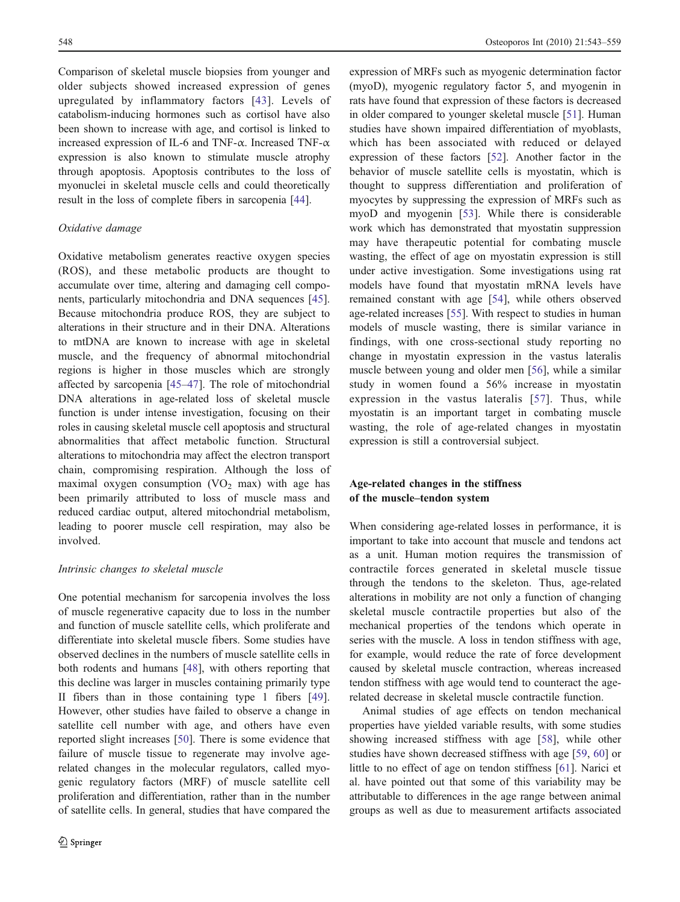Comparison of skeletal muscle biopsies from younger and older subjects showed increased expression of genes upregulated by inflammatory factors [43]. Levels of catabolism-inducing hormones such as cortisol have also been shown to increase with age, and cortisol is linked to increased expression of IL-6 and TNF-α. Increased TNF-α expression is also known to stimulate muscle atrophy through apoptosis. Apoptosis contributes to the loss of myonuclei in skeletal muscle cells and could theoretically result in the loss of complete fibers in sarcopenia [44].

*Oxidative damage*

Oxidative metabolism generates reactive oxygen species (ROS), and these metabolic products are thought to accumulate over time, altering and damaging cell components, particularly mitochondria and DNA sequences [45]. Because mitochondria produce ROS, they are subject to alterations in their structure and in their DNA. Alterations to mtDNA are known to increase with age in skeletal muscle, and the frequency of abnormal mitochondrial regions is higher in those muscles which are strongly affected by sarcopenia [45–47]. The role of mitochondrial DNA alterations in age-related loss of skeletal muscle function is under intense investigation, focusing on their roles in causing skeletal muscle cell apoptosis and structural abnormalities that affect metabolic function. Structural alterations to mitochondria may affect the electron transport chain, compromising respiration. Although the loss of maximal oxygen consumption ($VO_2$ max) with age has been primarily attributed to loss of muscle mass and reduced cardiac output, altered mitochondrial metabolism, leading to poorer muscle cell respiration, may also be involved.

*Intrinsic changes to skeletal muscle*

One potential mechanism for sarcopenia involves the loss of muscle regenerative capacity due to loss in the number and function of muscle satellite cells, which proliferate and differentiate into skeletal muscle fibers. Some studies have observed declines in the numbers of muscle satellite cells in both rodents and humans [48], with others reporting that this decline was larger in muscles containing primarily type II fibers than in those containing type 1 fibers [49]. However, other studies have failed to observe a change in satellite cell number with age, and others have even reported slight increases [50]. There is some evidence that failure of muscle tissue to regenerate may involve age-related changes in the molecular regulators, called myogenic regulatory factors (MRF) of muscle satellite cell proliferation and differentiation, rather than in the number of satellite cells. In general, studies that have compared the expression of MRFs such as myogenic determination factor (myoD), myogenic regulatory factor 5, and myogenin in rats have found that expression of these factors is decreased in older compared to younger skeletal muscle [51]. Human studies have shown impaired differentiation of myoblasts, which has been associated with reduced or delayed expression of these factors [52]. Another factor in the behavior of muscle satellite cells is myostatin, which is thought to suppress differentiation and proliferation of myocytes by suppressing the expression of MRFs such as myoD and myogenin [53]. While there is considerable work which has demonstrated that myostatin suppression may have therapeutic potential for combating muscle wasting, the effect of age on myostatin expression is still under active investigation. Some investigations using rat models have found that myostatin mRNA levels have remained constant with age [54], while others observed age-related increases [55]. With respect to studies in human models of muscle wasting, there is similar variance in findings, with one cross-sectional study reporting no change in myostatin expression in the vastus lateralis muscle between young and older men [56], while a similar study in women found a 56% increase in myostatin expression in the vastus lateralis [57]. Thus, while myostatin is an important target in combating muscle wasting, the role of age-related changes in myostatin expression is still a controversial subject.

## Age-related changes in the stiffness of the muscle–tendon system

When considering age-related losses in performance, it is important to take into account that muscle and tendons act as a unit. Human motion requires the transmission of contractile forces generated in skeletal muscle tissue through the tendons to the skeleton. Thus, age-related alterations in mobility are not only a function of changing skeletal muscle contractile properties but also of the mechanical properties of the tendons which operate in series with the muscle. A loss in tendon stiffness with age, for example, would reduce the rate of force development caused by skeletal muscle contraction, whereas increased tendon stiffness with age would tend to counteract the age-related decrease in skeletal muscle contractile function.

Animal studies of age effects on tendon mechanical properties have yielded variable results, with some studies showing increased stiffness with age [58], while other studies have shown decreased stiffness with age [59, 60] or little to no effect of age on tendon stiffness [61]. Narici et al. have pointed out that some of this variability may be attributable to differences in the age range between animal groups as well as due to measurement artifacts associated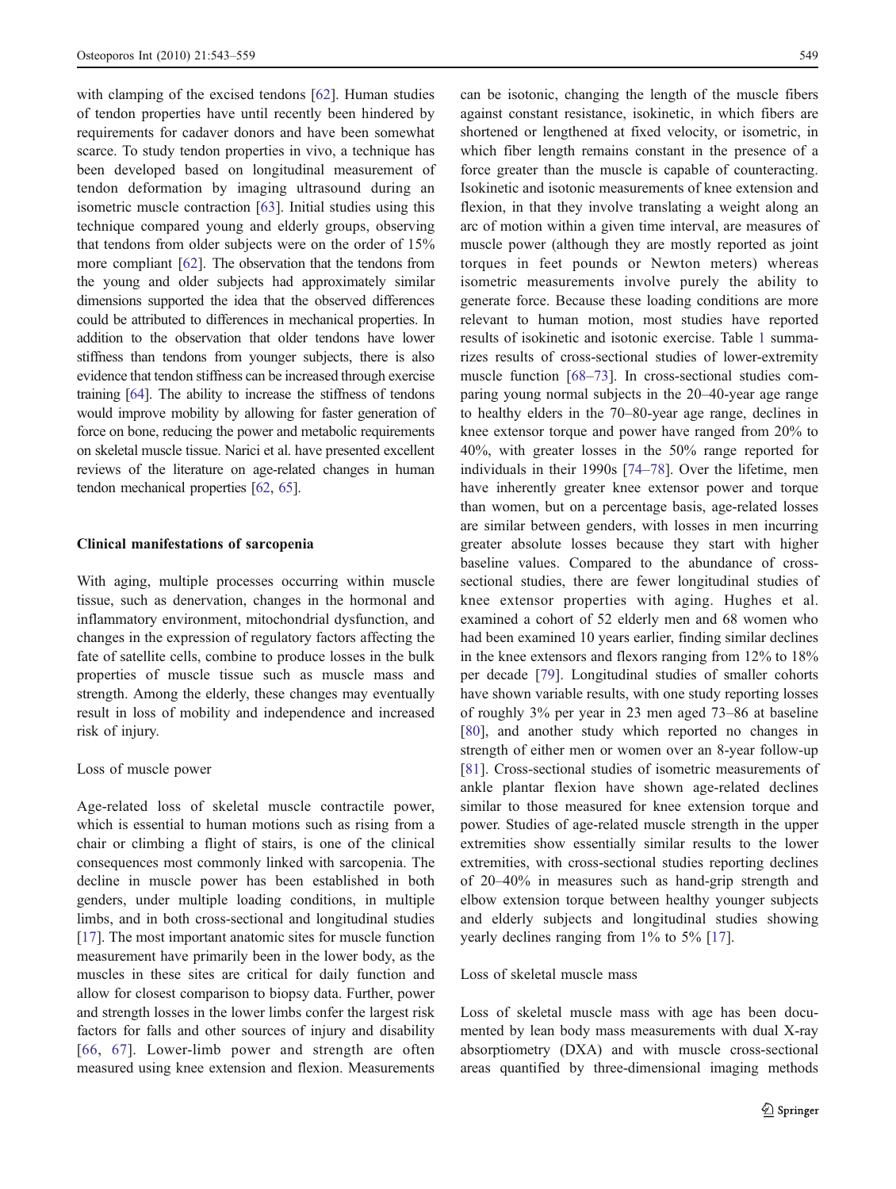with clamping of the excised tendons [62]. Human studies of tendon properties have until recently been hindered by requirements for cadaver donors and have been somewhat scarce. To study tendon properties in vivo, a technique has been developed based on longitudinal measurement of tendon deformation by imaging ultrasound during an isometric muscle contraction [63]. Initial studies using this technique compared young and elderly groups, observing that tendons from older subjects were on the order of 15% more compliant [62]. The observation that the tendons from the young and older subjects had approximately similar dimensions supported the idea that the observed differences could be attributed to differences in mechanical properties. In addition to the observation that older tendons have lower stiffness than tendons from younger subjects, there is also evidence that tendon stiffness can be increased through exercise training [64]. The ability to increase the stiffness of tendons would improve mobility by allowing for faster generation of force on bone, reducing the power and metabolic requirements on skeletal muscle tissue. Narici et al. have presented excellent reviews of the literature on age-related changes in human tendon mechanical properties [62, 65].

## Clinical manifestations of sarcopenia

With aging, multiple processes occurring within muscle tissue, such as denervation, changes in the hormonal and inflammatory environment, mitochondrial dysfunction, and changes in the expression of regulatory factors affecting the fate of satellite cells, combine to produce losses in the bulk properties of muscle tissue such as muscle mass and strength. Among the elderly, these changes may eventually result in loss of mobility and independence and increased risk of injury.

### Loss of muscle power

Age-related loss of skeletal muscle contractile power, which is essential to human motions such as rising from a chair or climbing a flight of stairs, is one of the clinical consequences most commonly linked with sarcopenia. The decline in muscle power has been established in both genders, under multiple loading conditions, in multiple limbs, and in both cross-sectional and longitudinal studies [17]. The most important anatomic sites for muscle function measurement have primarily been in the lower body, as the muscles in these sites are critical for daily function and allow for closest comparison to biopsy data. Further, power and strength losses in the lower limbs confer the largest risk factors for falls and other sources of injury and disability [66, 67]. Lower-limb power and strength are often measured using knee extension and flexion. Measurements can be isotonic, changing the length of the muscle fibers against constant resistance, isokinetic, in which fibers are shortened or lengthened at fixed velocity, or isometric, in which fiber length remains constant in the presence of a force greater than the muscle is capable of counteracting. Isokinetic and isotonic measurements of knee extension and flexion, in that they involve translating a weight along an arc of motion within a given time interval, are measures of muscle power (although they are mostly reported as joint torques in feet pounds or Newton meters) whereas isometric measurements involve purely the ability to generate force. Because these loading conditions are more relevant to human motion, most studies have reported results of isokinetic and isotonic exercise. Table 1 summarizes results of cross-sectional studies of lower-extremity muscle function [68–73]. In cross-sectional studies comparing young normal subjects in the 20–40-year age range to healthy elders in the 70–80-year age range, declines in knee extensor torque and power have ranged from 20% to 40%, with greater losses in the 50% range reported for individuals in their 1990s [74–78]. Over the lifetime, men have inherently greater knee extensor power and torque than women, but on a percentage basis, age-related losses are similar between genders, with losses in men incurring greater absolute losses because they start with higher baseline values. Compared to the abundance of cross-sectional studies, there are fewer longitudinal studies of knee extensor properties with aging. Hughes et al. examined a cohort of 52 elderly men and 68 women who had been examined 10 years earlier, finding similar declines in the knee extensors and flexors ranging from 12% to 18% per decade [79]. Longitudinal studies of smaller cohorts have shown variable results, with one study reporting losses of roughly 3% per year in 23 men aged 73–86 at baseline [80], and another study which reported no changes in strength of either men or women over an 8-year follow-up [81]. Cross-sectional studies of isometric measurements of ankle plantar flexion have shown age-related declines similar to those measured for knee extension torque and power. Studies of age-related muscle strength in the upper extremities show essentially similar results to the lower extremities, with cross-sectional studies reporting declines of 20–40% in measures such as hand-grip strength and elbow extension torque between healthy younger subjects and elderly subjects and longitudinal studies showing yearly declines ranging from 1% to 5% [17].

### Loss of skeletal muscle mass

Loss of skeletal muscle mass with age has been documented by lean body mass measurements with dual X-ray absorptiometry (DXA) and with muscle cross-sectional areas quantified by three-dimensional imaging methods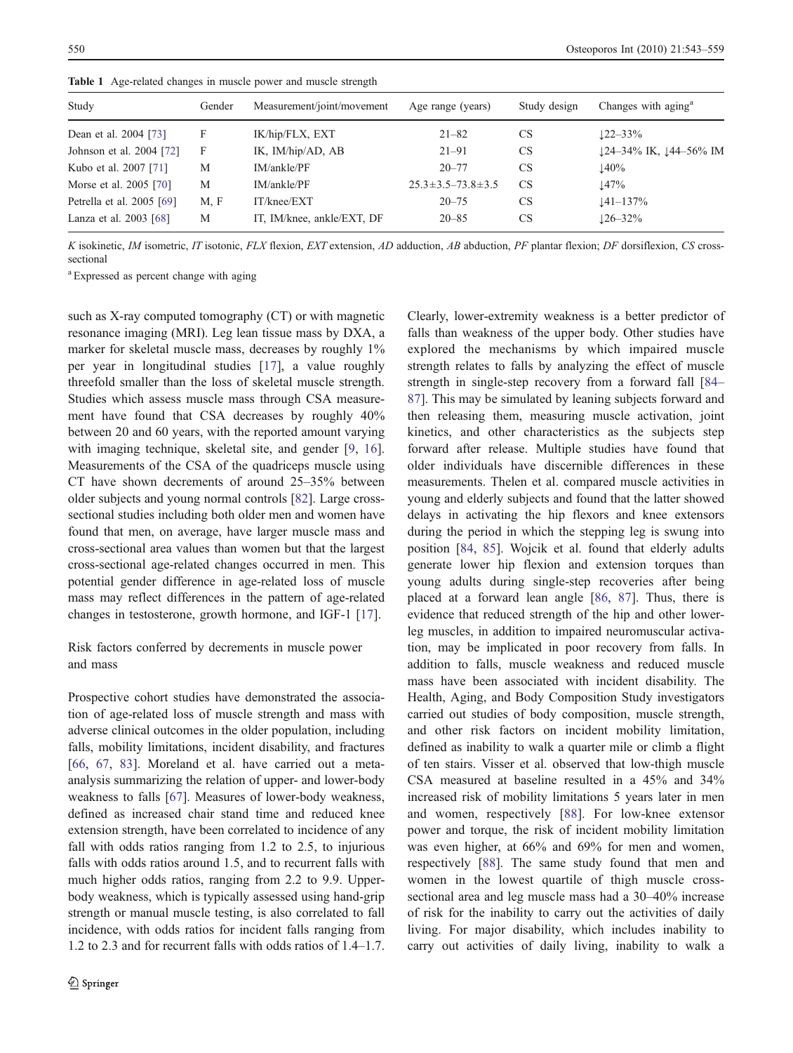**Table 1** Age-related changes in muscle power and muscle strength

| Study | Gender | Measurement/joint/movement | Age range (years) | Study design | Changes with aging[a] |
|---|---|---|---|---|---|
| Dean et al. 2004 [73] | F | IK/hip/FLX, EXT | 21–82 | CS | ↓22–33% |
| Johnson et al. 2004 [72] | F | IK, IM/hip/AD, AB | 21–91 | CS | ↓24–34% IK, ↓44–56% IM |
| Kubo et al. 2007 [71] | M | IM/ankle/PF | 20–77 | CS | ↓40% |
| Morse et al. 2005 [70] | M | IM/ankle/PF | 25.3±3.5–73.8±3.5 | CS | ↓47% |
| Petrella et al. 2005 [69] | M, F | IT/knee/EXT | 20–75 | CS | ↓41–137% |
| Lanza et al. 2003 [68] | M | IT, IM/knee, ankle/EXT, DF | 20–85 | CS | ↓26–32% |

*K* isokinetic, *IM* isometric, *IT* isotonic, *FLX* flexion, *EXT* extension, *AD* adduction, *AB* abduction, *PF* plantar flexion; *DF* dorsiflexion, *CS* cross-sectional

[a] Expressed as percent change with aging

such as X-ray computed tomography (CT) or with magnetic resonance imaging (MRI). Leg lean tissue mass by DXA, a marker for skeletal muscle mass, decreases by roughly 1% per year in longitudinal studies [17], a value roughly threefold smaller than the loss of skeletal muscle strength. Studies which assess muscle mass through CSA measurement have found that CSA decreases by roughly 40% between 20 and 60 years, with the reported amount varying with imaging technique, skeletal site, and gender [9, 16]. Measurements of the CSA of the quadriceps muscle using CT have shown decrements of around 25–35% between older subjects and young normal controls [82]. Large cross-sectional studies including both older men and women have found that men, on average, have larger muscle mass and cross-sectional area values than women but that the largest cross-sectional age-related changes occurred in men. This potential gender difference in age-related loss of muscle mass may reflect differences in the pattern of age-related changes in testosterone, growth hormone, and IGF-1 [17].

## Risk factors conferred by decrements in muscle power and mass

Prospective cohort studies have demonstrated the association of age-related loss of muscle strength and mass with adverse clinical outcomes in the older population, including falls, mobility limitations, incident disability, and fractures [66, 67, 83]. Moreland et al. have carried out a meta-analysis summarizing the relation of upper- and lower-body weakness to falls [67]. Measures of lower-body weakness, defined as increased chair stand time and reduced knee extension strength, have been correlated to incidence of any fall with odds ratios ranging from 1.2 to 2.5, to injurious falls with odds ratios around 1.5, and to recurrent falls with much higher odds ratios, ranging from 2.2 to 9.9. Upper-body weakness, which is typically assessed using hand-grip strength or manual muscle testing, is also correlated to fall incidence, with odds ratios for incident falls ranging from 1.2 to 2.3 and for recurrent falls with odds ratios of 1.4–1.7. Clearly, lower-extremity weakness is a better predictor of falls than weakness of the upper body. Other studies have explored the mechanisms by which impaired muscle strength relates to falls by analyzing the effect of muscle strength in single-step recovery from a forward fall [84–87]. This may be simulated by leaning subjects forward and then releasing them, measuring muscle activation, joint kinetics, and other characteristics as the subjects step forward after release. Multiple studies have found that older individuals have discernible differences in these measurements. Thelen et al. compared muscle activities in young and elderly subjects and found that the latter showed delays in activating the hip flexors and knee extensors during the period in which the stepping leg is swung into position [84, 85]. Wojcik et al. found that elderly adults generate lower hip flexion and extension torques than young adults during single-step recoveries after being placed at a forward lean angle [86, 87]. Thus, there is evidence that reduced strength of the hip and other lower-leg muscles, in addition to impaired neuromuscular activation, may be implicated in poor recovery from falls. In addition to falls, muscle weakness and reduced muscle mass have been associated with incident disability. The Health, Aging, and Body Composition Study investigators carried out studies of body composition, muscle strength, and other risk factors on incident mobility limitation, defined as inability to walk a quarter mile or climb a flight of ten stairs. Visser et al. observed that low-thigh muscle CSA measured at baseline resulted in a 45% and 34% increased risk of mobility limitations 5 years later in men and women, respectively [88]. For low-knee extensor power and torque, the risk of incident mobility limitation was even higher, at 66% and 69% for men and women, respectively [88]. The same study found that men and women in the lowest quartile of thigh muscle cross-sectional area and leg muscle mass had a 30–40% increase of risk for the inability to carry out the activities of daily living. For major disability, which includes inability to carry out activities of daily living, inability to walk a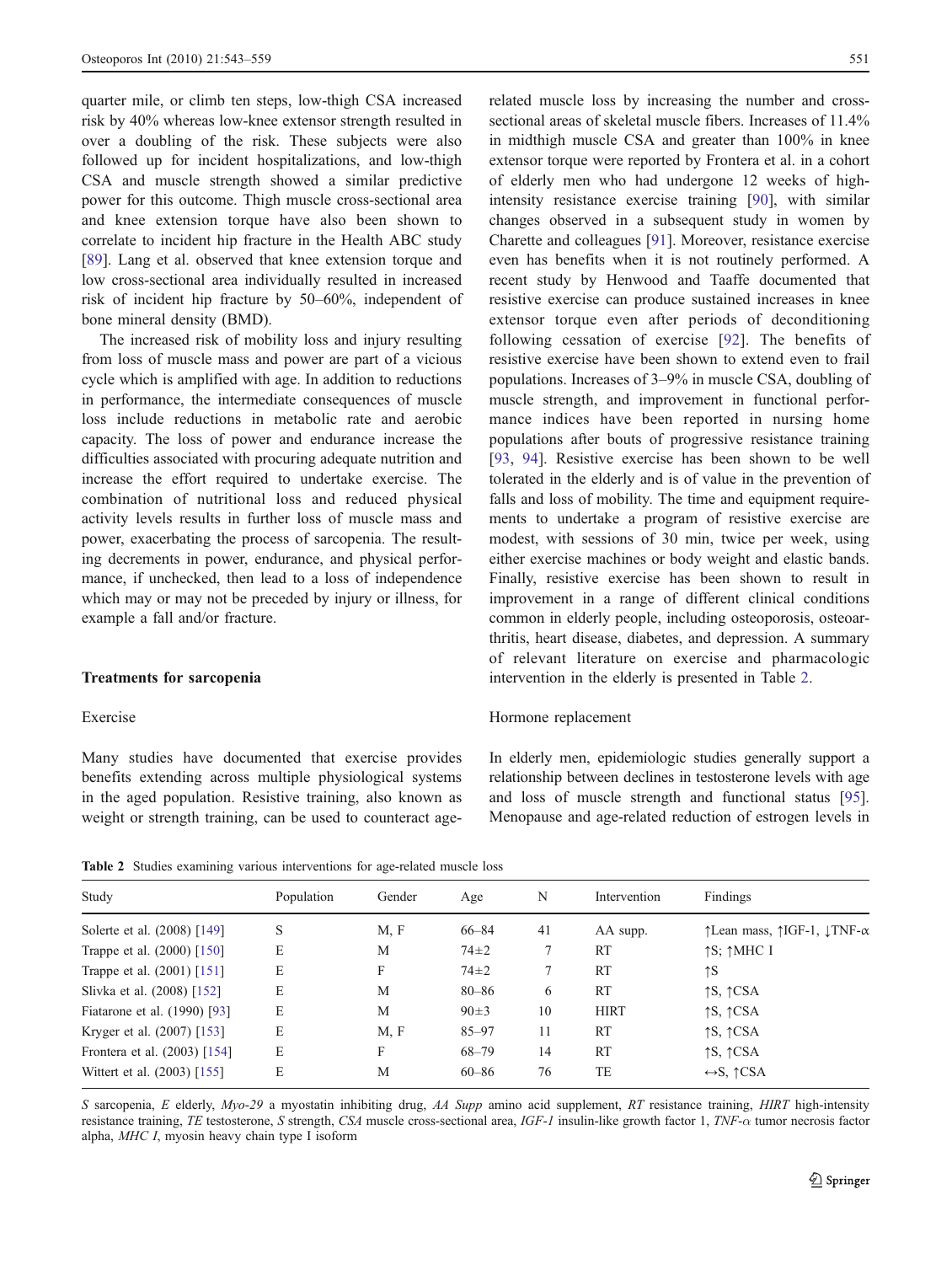quarter mile, or climb ten steps, low-thigh CSA increased risk by 40% whereas low-knee extensor strength resulted in over a doubling of the risk. These subjects were also followed up for incident hospitalizations, and low-thigh CSA and muscle strength showed a similar predictive power for this outcome. Thigh muscle cross-sectional area and knee extension torque have also been shown to correlate to incident hip fracture in the Health ABC study [89]. Lang et al. observed that knee extension torque and low cross-sectional area individually resulted in increased risk of incident hip fracture by 50–60%, independent of bone mineral density (BMD).

The increased risk of mobility loss and injury resulting from loss of muscle mass and power are part of a vicious cycle which is amplified with age. In addition to reductions in performance, the intermediate consequences of muscle loss include reductions in metabolic rate and aerobic capacity. The loss of power and endurance increase the difficulties associated with procuring adequate nutrition and increase the effort required to undertake exercise. The combination of nutritional loss and reduced physical activity levels results in further loss of muscle mass and power, exacerbating the process of sarcopenia. The resulting decrements in power, endurance, and physical performance, if unchecked, then lead to a loss of independence which may or may not be preceded by injury or illness, for example a fall and/or fracture.

## Treatments for sarcopenia

### Exercise

Many studies have documented that exercise provides benefits extending across multiple physiological systems in the aged population. Resistive training, also known as weight or strength training, can be used to counteract age-related muscle loss by increasing the number and cross-sectional areas of skeletal muscle fibers. Increases of 11.4% in midthigh muscle CSA and greater than 100% in knee extensor torque were reported by Frontera et al. in a cohort of elderly men who had undergone 12 weeks of high-intensity resistance exercise training [90], with similar changes observed in a subsequent study in women by Charette and colleagues [91]. Moreover, resistance exercise even has benefits when it is not routinely performed. A recent study by Henwood and Taaffe documented that resistive exercise can produce sustained increases in knee extensor torque even after periods of deconditioning following cessation of exercise [92]. The benefits of resistive exercise have been shown to extend even to frail populations. Increases of 3–9% in muscle CSA, doubling of muscle strength, and improvement in functional performance indices have been reported in nursing home populations after bouts of progressive resistance training [93, 94]. Resistive exercise has been shown to be well tolerated in the elderly and is of value in the prevention of falls and loss of mobility. The time and equipment requirements to undertake a program of resistive exercise are modest, with sessions of 30 min, twice per week, using either exercise machines or body weight and elastic bands. Finally, resistive exercise has been shown to result in improvement in a range of different clinical conditions common in elderly people, including osteoporosis, osteoarthritis, heart disease, diabetes, and depression. A summary of relevant literature on exercise and pharmacologic intervention in the elderly is presented in Table 2.

### Hormone replacement

In elderly men, epidemiologic studies generally support a relationship between declines in testosterone levels with age and loss of muscle strength and functional status [95]. Menopause and age-related reduction of estrogen levels in

**Table 2** Studies examining various interventions for age-related muscle loss

| Study | Population | Gender | Age | N | Intervention | Findings |
|---|---|---|---|---|---|---|
| Solerte et al. (2008) [149] | S | M, F | 66–84 | 41 | AA supp. | ↑Lean mass, ↑IGF-1, ↓TNF-α |
| Trappe et al. (2000) [150] | E | M | 74±2 | 7 | RT | ↑S; ↑MHC I |
| Trappe et al. (2001) [151] | E | F | 74±2 | 7 | RT | ↑S |
| Slivka et al. (2008) [152] | E | M | 80–86 | 6 | RT | ↑S, ↑CSA |
| Fiatarone et al. (1990) [93] | E | M | 90±3 | 10 | HIRT | ↑S, ↑CSA |
| Kryger et al. (2007) [153] | E | M, F | 85–97 | 11 | RT | ↑S, ↑CSA |
| Frontera et al. (2003) [154] | E | F | 68–79 | 14 | RT | ↑S, ↑CSA |
| Wittert et al. (2003) [155] | E | M | 60–86 | 76 | TE | ↔S, ↑CSA |

*S* sarcopenia, *E* elderly, *Myo-29* a myostatin inhibiting drug, *AA Supp* amino acid supplement, *RT* resistance training, *HIRT* high-intensity resistance training, *TE* testosterone, *S* strength, *CSA* muscle cross-sectional area, *IGF-1* insulin-like growth factor 1, *TNF-α* tumor necrosis factor alpha, *MHC I*, myosin heavy chain type I isoform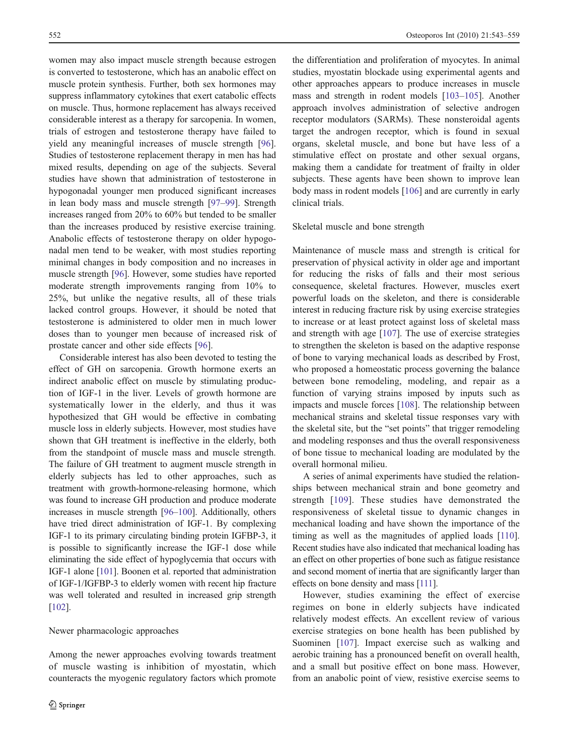women may also impact muscle strength because estrogen is converted to testosterone, which has an anabolic effect on muscle protein synthesis. Further, both sex hormones may suppress inflammatory cytokines that exert catabolic effects on muscle. Thus, hormone replacement has always received considerable interest as a therapy for sarcopenia. In women, trials of estrogen and testosterone therapy have failed to yield any meaningful increases of muscle strength [96]. Studies of testosterone replacement therapy in men has had mixed results, depending on age of the subjects. Several studies have shown that administration of testosterone in hypogonadal younger men produced significant increases in lean body mass and muscle strength [97–99]. Strength increases ranged from 20% to 60% but tended to be smaller than the increases produced by resistive exercise training. Anabolic effects of testosterone therapy on older hypogonadal men tend to be weaker, with most studies reporting minimal changes in body composition and no increases in muscle strength [96]. However, some studies have reported moderate strength improvements ranging from 10% to 25%, but unlike the negative results, all of these trials lacked control groups. However, it should be noted that testosterone is administered to older men in much lower doses than to younger men because of increased risk of prostate cancer and other side effects [96].

Considerable interest has also been devoted to testing the effect of GH on sarcopenia. Growth hormone exerts an indirect anabolic effect on muscle by stimulating production of IGF-1 in the liver. Levels of growth hormone are systematically lower in the elderly, and thus it was hypothesized that GH would be effective in combating muscle loss in elderly subjects. However, most studies have shown that GH treatment is ineffective in the elderly, both from the standpoint of muscle mass and muscle strength. The failure of GH treatment to augment muscle strength in elderly subjects has led to other approaches, such as treatment with growth-hormone-releasing hormone, which was found to increase GH production and produce moderate increases in muscle strength [96–100]. Additionally, others have tried direct administration of IGF-1. By complexing IGF-1 to its primary circulating binding protein IGFBP-3, it is possible to significantly increase the IGF-1 dose while eliminating the side effect of hypoglycemia that occurs with IGF-1 alone [101]. Boonen et al. reported that administration of IGF-1/IGFBP-3 to elderly women with recent hip fracture was well tolerated and resulted in increased grip strength [102].

### Newer pharmacologic approaches

Among the newer approaches evolving towards treatment of muscle wasting is inhibition of myostatin, which counteracts the myogenic regulatory factors which promote the differentiation and proliferation of myocytes. In animal studies, myostatin blockade using experimental agents and other approaches appears to produce increases in muscle mass and strength in rodent models [103–105]. Another approach involves administration of selective androgen receptor modulators (SARMs). These nonsteroidal agents target the androgen receptor, which is found in sexual organs, skeletal muscle, and bone but have less of a stimulative effect on prostate and other sexual organs, making them a candidate for treatment of frailty in older subjects. These agents have been shown to improve lean body mass in rodent models [106] and are currently in early clinical trials.

## Skeletal muscle and bone strength

Maintenance of muscle mass and strength is critical for preservation of physical activity in older age and important for reducing the risks of falls and their most serious consequence, skeletal fractures. However, muscles exert powerful loads on the skeleton, and there is considerable interest in reducing fracture risk by using exercise strategies to increase or at least protect against loss of skeletal mass and strength with age [107]. The use of exercise strategies to strengthen the skeleton is based on the adaptive response of bone to varying mechanical loads as described by Frost, who proposed a homeostatic process governing the balance between bone remodeling, modeling, and repair as a function of varying strains imposed by inputs such as impacts and muscle forces [108]. The relationship between mechanical strains and skeletal tissue responses vary with the skeletal site, but the "set points" that trigger remodeling and modeling responses and thus the overall responsiveness of bone tissue to mechanical loading are modulated by the overall hormonal milieu.

A series of animal experiments have studied the relationships between mechanical strain and bone geometry and strength [109]. These studies have demonstrated the responsiveness of skeletal tissue to dynamic changes in mechanical loading and have shown the importance of the timing as well as the magnitudes of applied loads [110]. Recent studies have also indicated that mechanical loading has an effect on other properties of bone such as fatigue resistance and second moment of inertia that are significantly larger than effects on bone density and mass [111].

However, studies examining the effect of exercise regimes on bone in elderly subjects have indicated relatively modest effects. An excellent review of various exercise strategies on bone health has been published by Suominen [107]. Impact exercise such as walking and aerobic training has a pronounced benefit on overall health, and a small but positive effect on bone mass. However, from an anabolic point of view, resistive exercise seems to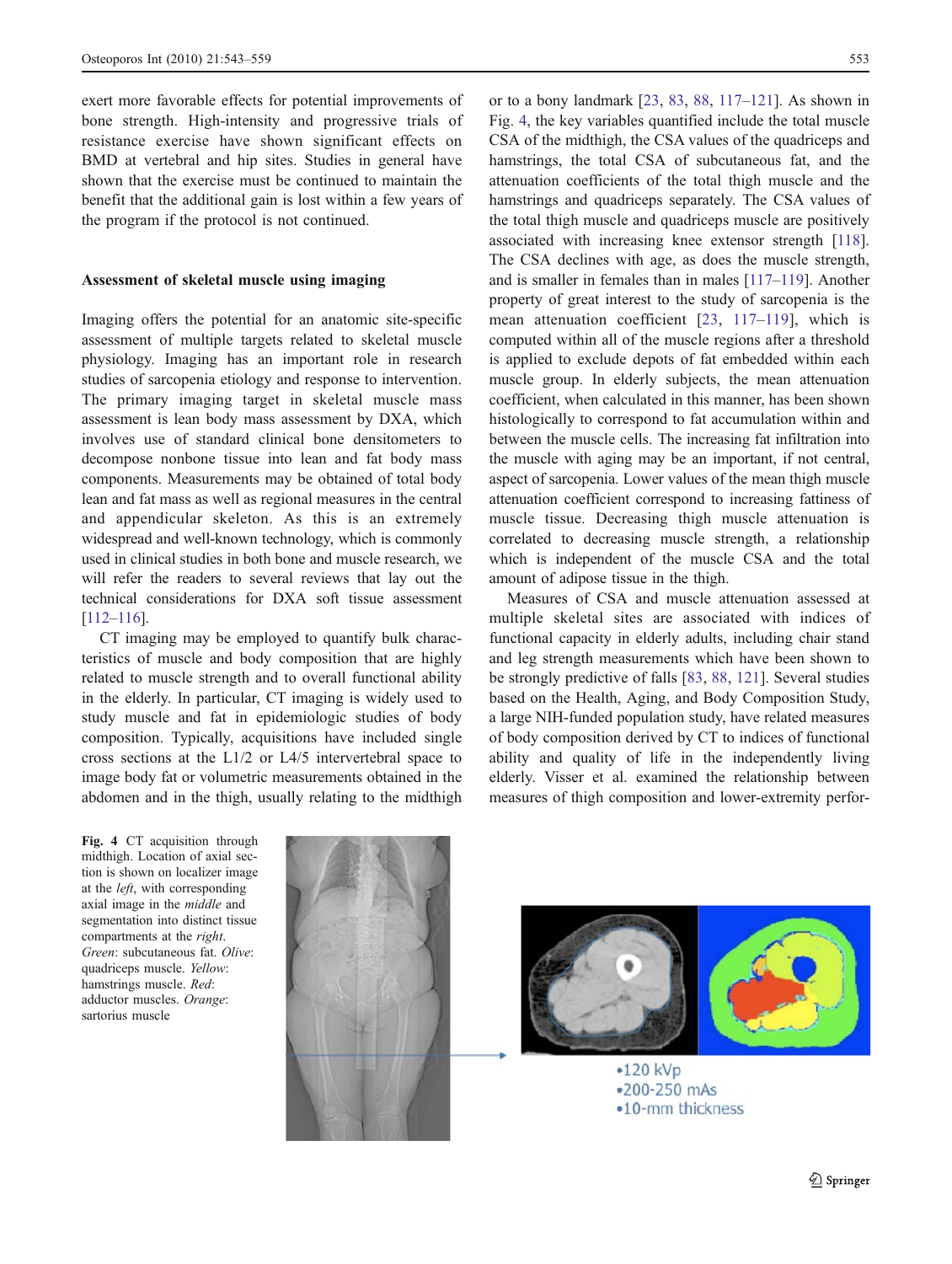exert more favorable effects for potential improvements of bone strength. High-intensity and progressive trials of resistance exercise have shown significant effects on BMD at vertebral and hip sites. Studies in general have shown that the exercise must be continued to maintain the benefit that the additional gain is lost within a few years of the program if the protocol is not continued.

## Assessment of skeletal muscle using imaging

Imaging offers the potential for an anatomic site-specific assessment of multiple targets related to skeletal muscle physiology. Imaging has an important role in research studies of sarcopenia etiology and response to intervention. The primary imaging target in skeletal muscle mass assessment is lean body mass assessment by DXA, which involves use of standard clinical bone densitometers to decompose nonbone tissue into lean and fat body mass components. Measurements may be obtained of total body lean and fat mass as well as regional measures in the central and appendicular skeleton. As this is an extremely widespread and well-known technology, which is commonly used in clinical studies in both bone and muscle research, we will refer the readers to several reviews that lay out the technical considerations for DXA soft tissue assessment [112–116].

CT imaging may be employed to quantify bulk characteristics of muscle and body composition that are highly related to muscle strength and to overall functional ability in the elderly. In particular, CT imaging is widely used to study muscle and fat in epidemiologic studies of body composition. Typically, acquisitions have included single cross sections at the L1/2 or L4/5 intervertebral space to image body fat or volumetric measurements obtained in the abdomen and in the thigh, usually relating to the midthigh or to a bony landmark [23, 83, 88, 117–121]. As shown in Fig. 4, the key variables quantified include the total muscle CSA of the midthigh, the CSA values of the quadriceps and hamstrings, the total CSA of subcutaneous fat, and the attenuation coefficients of the total thigh muscle and the hamstrings and quadriceps separately. The CSA values of the total thigh muscle and quadriceps muscle are positively associated with increasing knee extensor strength [118]. The CSA declines with age, as does the muscle strength, and is smaller in females than in males [117–119]. Another property of great interest to the study of sarcopenia is the mean attenuation coefficient [23, 117–119], which is computed within all of the muscle regions after a threshold is applied to exclude depots of fat embedded within each muscle group. In elderly subjects, the mean attenuation coefficient, when calculated in this manner, has been shown histologically to correspond to fat accumulation within and between the muscle cells. The increasing fat infiltration into the muscle with aging may be an important, if not central, aspect of sarcopenia. Lower values of the mean thigh muscle attenuation coefficient correspond to increasing fattiness of muscle tissue. Decreasing thigh muscle attenuation is correlated to decreasing muscle strength, a relationship which is independent of the muscle CSA and the total amount of adipose tissue in the thigh.

Measures of CSA and muscle attenuation assessed at multiple skeletal sites are associated with indices of functional capacity in elderly adults, including chair stand and leg strength measurements which have been shown to be strongly predictive of falls [83, 88, 121]. Several studies based on the Health, Aging, and Body Composition Study, a large NIH-funded population study, have related measures of body composition derived by CT to indices of functional ability and quality of life in the independently living elderly. Visser et al. examined the relationship between measures of thigh composition and lower-extremity perfor-

•120 kVp
•200-250 mAs
•10-mm thickness

**Fig. 4** CT acquisition through midthigh. Location of axial section is shown on localizer image at the *left*, with corresponding axial image in the *middle* and segmentation into distinct tissue compartments at the *right*. *Green*: subcutaneous fat. *Olive*: quadriceps muscle. *Yellow*: hamstrings muscle. *Red*: adductor muscles. *Orange*: sartorius muscle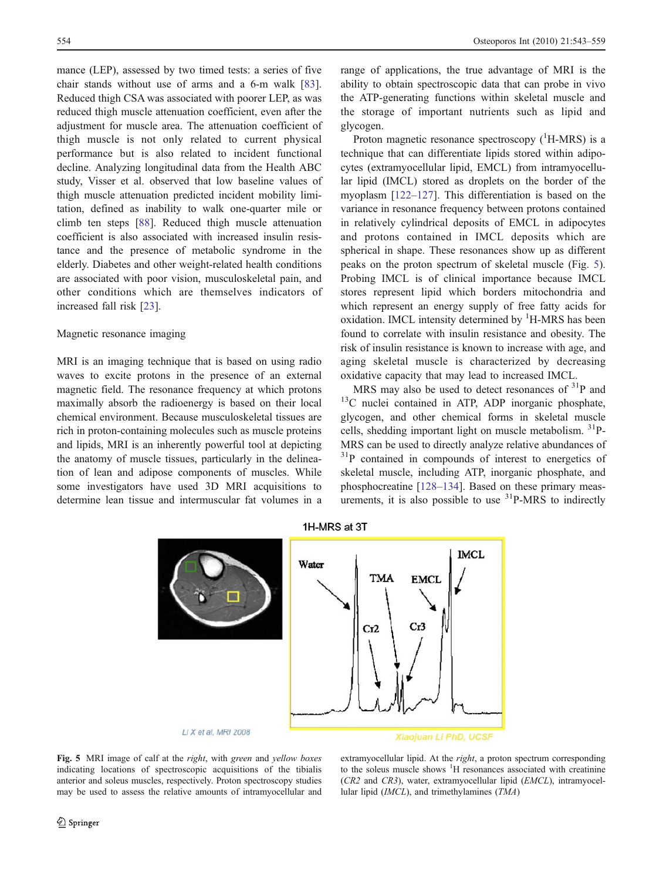mance (LEP), assessed by two timed tests: a series of five chair stands without use of arms and a 6-m walk [83]. Reduced thigh CSA was associated with poorer LEP, as was reduced thigh muscle attenuation coefficient, even after the adjustment for muscle area. The attenuation coefficient of thigh muscle is not only related to current physical performance but is also related to incident functional decline. Analyzing longitudinal data from the Health ABC study, Visser et al. observed that low baseline values of thigh muscle attenuation predicted incident mobility limitation, defined as inability to walk one-quarter mile or climb ten steps [88]. Reduced thigh muscle attenuation coefficient is also associated with increased insulin resistance and the presence of metabolic syndrome in the elderly. Diabetes and other weight-related health conditions are associated with poor vision, musculoskeletal pain, and other conditions which are themselves indicators of increased fall risk [23].

## Magnetic resonance imaging

MRI is an imaging technique that is based on using radio waves to excite protons in the presence of an external magnetic field. The resonance frequency at which protons maximally absorb the radioenergy is based on their local chemical environment. Because musculoskeletal tissues are rich in proton-containing molecules such as muscle proteins and lipids, MRI is an inherently powerful tool at depicting the anatomy of muscle tissues, particularly in the delineation of lean and adipose components of muscles. While some investigators have used 3D MRI acquisitions to determine lean tissue and intermuscular fat volumes in a range of applications, the true advantage of MRI is the ability to obtain spectroscopic data that can probe in vivo the ATP-generating functions within skeletal muscle and the storage of important nutrients such as lipid and glycogen.

Proton magnetic resonance spectroscopy ($^{1}$H-MRS) is a technique that can differentiate lipids stored within adipocytes (extramyocellular lipid, EMCL) from intramyocellular lipid (IMCL) stored as droplets on the border of the myoplasm [122–127]. This differentiation is based on the variance in resonance frequency between protons contained in relatively cylindrical deposits of EMCL in adipocytes and protons contained in IMCL deposits which are spherical in shape. These resonances show up as different peaks on the proton spectrum of skeletal muscle (Fig. 5). Probing IMCL is of clinical importance because IMCL stores represent lipid which borders mitochondria and which represent an energy supply of free fatty acids for oxidation. IMCL intensity determined by $^{1}$H-MRS has been found to correlate with insulin resistance and obesity. The risk of insulin resistance is known to increase with age, and aging skeletal muscle is characterized by decreasing oxidative capacity that may lead to increased IMCL.

MRS may also be used to detect resonances of $^{31}$P and $^{13}$C nuclei contained in ATP, ADP inorganic phosphate, glycogen, and other chemical forms in skeletal muscle cells, shedding important light on muscle metabolism. $^{31}$P-MRS can be used to directly analyze relative abundances of $^{31}$P contained in compounds of interest to energetics of skeletal muscle, including ATP, inorganic phosphate, and phosphocreatine [128–134]. Based on these primary measurements, it is also possible to use $^{31}$P-MRS to indirectly

1H-MRS at 3T

Water
TMA
EMCL
IMCL
Cr2
Cr3

Li X et al, MRI 2008

Xiaojuan Li PhD, UCSF

**Fig. 5** MRI image of calf at the *right*, with *green* and *yellow boxes* indicating locations of spectroscopic acquisitions of the tibialis anterior and soleus muscles, respectively. Proton spectroscopy studies may be used to assess the relative amounts of intramyocellular and extramyocellular lipid. At the *right*, a proton spectrum corresponding to the soleus muscle shows $^{1}$H resonances associated with creatinine (*CR2* and *CR3*), water, extramyocellular lipid (*EMCL*), intramyocellular lipid (*IMCL*), and trimethylamines (*TMA*)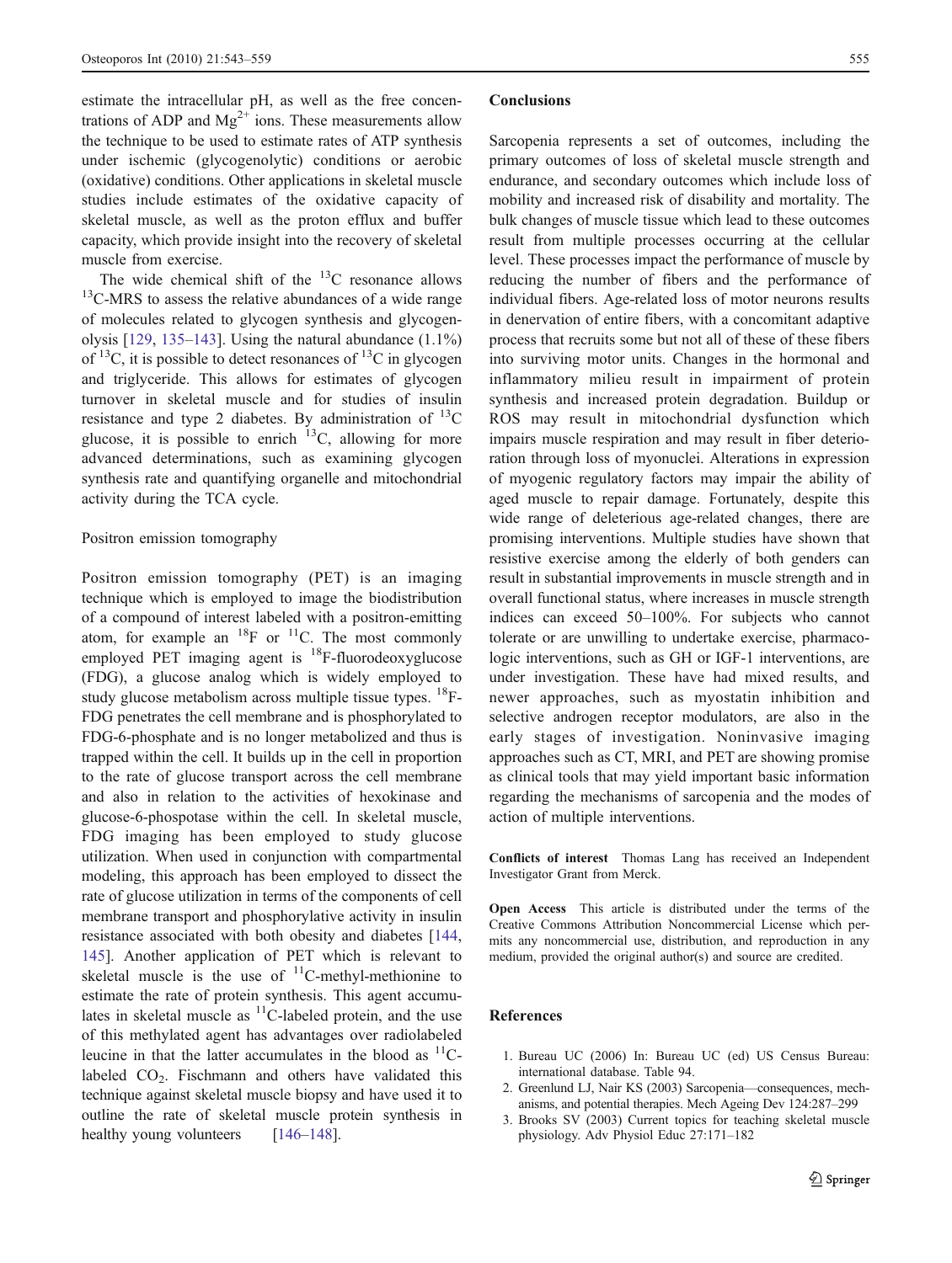estimate the intracellular pH, as well as the free concentrations of ADP and $Mg^{2+}$ ions. These measurements allow the technique to be used to estimate rates of ATP synthesis under ischemic (glycogenolytic) conditions or aerobic (oxidative) conditions. Other applications in skeletal muscle studies include estimates of the oxidative capacity of skeletal muscle, as well as the proton efflux and buffer capacity, which provide insight into the recovery of skeletal muscle from exercise.

The wide chemical shift of the $^{13}C$ resonance allows $^{13}C$-MRS to assess the relative abundances of a wide range of molecules related to glycogen synthesis and glycogenolysis [129, 135–143]. Using the natural abundance (1.1%) of $^{13}C$, it is possible to detect resonances of $^{13}C$ in glycogen and triglyceride. This allows for estimates of glycogen turnover in skeletal muscle and for studies of insulin resistance and type 2 diabetes. By administration of $^{13}C$ glucose, it is possible to enrich $^{13}C$, allowing for more advanced determinations, such as examining glycogen synthesis rate and quantifying organelle and mitochondrial activity during the TCA cycle.

### Positron emission tomography

Positron emission tomography (PET) is an imaging technique which is employed to image the biodistribution of a compound of interest labeled with a positron-emitting atom, for example an $^{18}F$ or $^{11}C$. The most commonly employed PET imaging agent is $^{18}F$-fluorodeoxyglucose (FDG), a glucose analog which is widely employed to study glucose metabolism across multiple tissue types. $^{18}F$-FDG penetrates the cell membrane and is phosphorylated to FDG-6-phosphate and is no longer metabolized and thus is trapped within the cell. It builds up in the cell in proportion to the rate of glucose transport across the cell membrane and also in relation to the activities of hexokinase and glucose-6-phospotase within the cell. In skeletal muscle, FDG imaging has been employed to study glucose utilization. When used in conjunction with compartmental modeling, this approach has been employed to dissect the rate of glucose utilization in terms of the components of cell membrane transport and phosphorylative activity in insulin resistance associated with both obesity and diabetes [144, 145]. Another application of PET which is relevant to skeletal muscle is the use of $^{11}C$-methyl-methionine to estimate the rate of protein synthesis. This agent accumulates in skeletal muscle as $^{11}C$-labeled protein, and the use of this methylated agent has advantages over radiolabeled leucine in that the latter accumulates in the blood as $^{11}C$-labeled $CO_2$. Fischmann and others have validated this technique against skeletal muscle biopsy and have used it to outline the rate of skeletal muscle protein synthesis in healthy young volunteers [146–148].

## Conclusions

Sarcopenia represents a set of outcomes, including the primary outcomes of loss of skeletal muscle strength and endurance, and secondary outcomes which include loss of mobility and increased risk of disability and mortality. The bulk changes of muscle tissue which lead to these outcomes result from multiple processes occurring at the cellular level. These processes impact the performance of muscle by reducing the number of fibers and the performance of individual fibers. Age-related loss of motor neurons results in denervation of entire fibers, with a concomitant adaptive process that recruits some but not all of these of these fibers into surviving motor units. Changes in the hormonal and inflammatory milieu result in impairment of protein synthesis and increased protein degradation. Buildup or ROS may result in mitochondrial dysfunction which impairs muscle respiration and may result in fiber deterioration through loss of myonuclei. Alterations in expression of myogenic regulatory factors may impair the ability of aged muscle to repair damage. Fortunately, despite this wide range of deleterious age-related changes, there are promising interventions. Multiple studies have shown that resistive exercise among the elderly of both genders can result in substantial improvements in muscle strength and in overall functional status, where increases in muscle strength indices can exceed 50–100%. For subjects who cannot tolerate or are unwilling to undertake exercise, pharmacologic interventions, such as GH or IGF-1 interventions, are under investigation. These have had mixed results, and newer approaches, such as myostatin inhibition and selective androgen receptor modulators, are also in the early stages of investigation. Noninvasive imaging approaches such as CT, MRI, and PET are showing promise as clinical tools that may yield important basic information regarding the mechanisms of sarcopenia and the modes of action of multiple interventions.

**Conflicts of interest** Thomas Lang has received an Independent Investigator Grant from Merck.

**Open Access** This article is distributed under the terms of the Creative Commons Attribution Noncommercial License which permits any noncommercial use, distribution, and reproduction in any medium, provided the original author(s) and source are credited.

## References

1. Bureau UC (2006) In: Bureau UC (ed) US Census Bureau: international database. Table 94.
2. Greenlund LJ, Nair KS (2003) Sarcopenia—consequences, mechanisms, and potential therapies. Mech Ageing Dev 124:287–299
3. Brooks SV (2003) Current topics for teaching skeletal muscle physiology. Adv Physiol Educ 27:171–182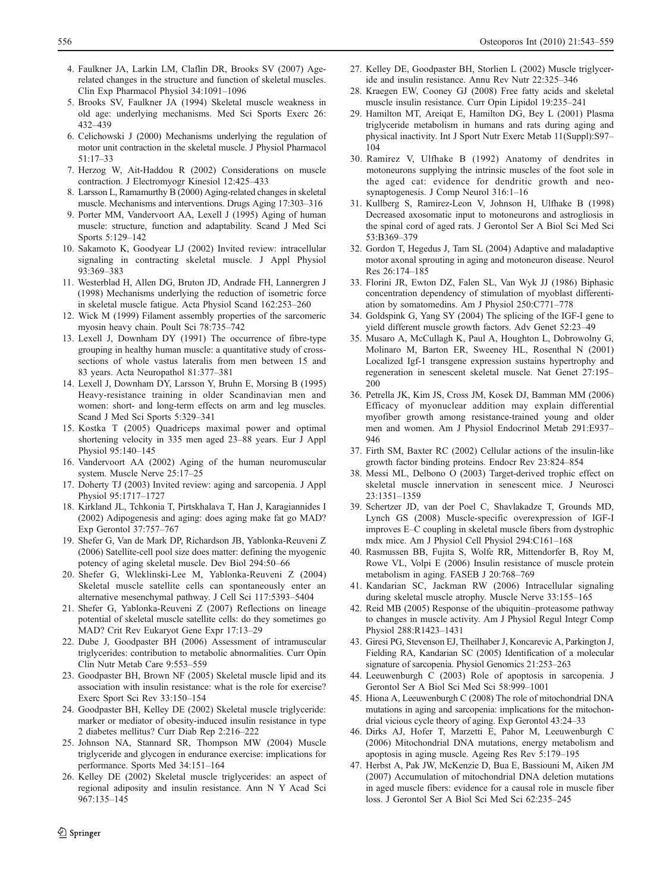4. Faulkner JA, Larkin LM, Claflin DR, Brooks SV (2007) Age-related changes in the structure and function of skeletal muscles. Clin Exp Pharmacol Physiol 34:1091–1096
5. Brooks SV, Faulkner JA (1994) Skeletal muscle weakness in old age: underlying mechanisms. Med Sci Sports Exerc 26: 432–439
6. Celichowski J (2000) Mechanisms underlying the regulation of motor unit contraction in the skeletal muscle. J Physiol Pharmacol 51:17–33
7. Herzog W, Ait-Haddou R (2002) Considerations on muscle contraction. J Electromyogr Kinesiol 12:425–433
8. Larsson L, Ramamurthy B (2000) Aging-related changes in skeletal muscle. Mechanisms and interventions. Drugs Aging 17:303–316
9. Porter MM, Vandervoort AA, Lexell J (1995) Aging of human muscle: structure, function and adaptability. Scand J Med Sci Sports 5:129–142
10. Sakamoto K, Goodyear LJ (2002) Invited review: intracellular signaling in contracting skeletal muscle. J Appl Physiol 93:369–383
11. Westerblad H, Allen DG, Bruton JD, Andrade FH, Lannergren J (1998) Mechanisms underlying the reduction of isometric force in skeletal muscle fatigue. Acta Physiol Scand 162:253–260
12. Wick M (1999) Filament assembly properties of the sarcomeric myosin heavy chain. Poult Sci 78:735–742
13. Lexell J, Downham DY (1991) The occurrence of fibre-type grouping in healthy human muscle: a quantitative study of cross-sections of whole vastus lateralis from men between 15 and 83 years. Acta Neuropathol 81:377–381
14. Lexell J, Downham DY, Larsson Y, Bruhn E, Morsing B (1995) Heavy-resistance training in older Scandinavian men and women: short- and long-term effects on arm and leg muscles. Scand J Med Sci Sports 5:329–341
15. Kostka T (2005) Quadriceps maximal power and optimal shortening velocity in 335 men aged 23–88 years. Eur J Appl Physiol 95:140–145
16. Vandervoort AA (2002) Aging of the human neuromuscular system. Muscle Nerve 25:17–25
17. Doherty TJ (2003) Invited review: aging and sarcopenia. J Appl Physiol 95:1717–1727
18. Kirkland JL, Tchkonia T, Pirtskhalava T, Han J, Karagiannides I (2002) Adipogenesis and aging: does aging make fat go MAD? Exp Gerontol 37:757–767
19. Shefer G, Van de Mark DP, Richardson JB, Yablonka-Reuveni Z (2006) Satellite-cell pool size does matter: defining the myogenic potency of aging skeletal muscle. Dev Biol 294:50–66
20. Shefer G, Wleklinski-Lee M, Yablonka-Reuveni Z (2004) Skeletal muscle satellite cells can spontaneously enter an alternative mesenchymal pathway. J Cell Sci 117:5393–5404
21. Shefer G, Yablonka-Reuveni Z (2007) Reflections on lineage potential of skeletal muscle satellite cells: do they sometimes go MAD? Crit Rev Eukaryot Gene Expr 17:13–29
22. Dube J, Goodpaster BH (2006) Assessment of intramuscular triglycerides: contribution to metabolic abnormalities. Curr Opin Clin Nutr Metab Care 9:553–559
23. Goodpaster BH, Brown NF (2005) Skeletal muscle lipid and its association with insulin resistance: what is the role for exercise? Exerc Sport Sci Rev 33:150–154
24. Goodpaster BH, Kelley DE (2002) Skeletal muscle triglyceride: marker or mediator of obesity-induced insulin resistance in type 2 diabetes mellitus? Curr Diab Rep 2:216–222
25. Johnson NA, Stannard SR, Thompson MW (2004) Muscle triglyceride and glycogen in endurance exercise: implications for performance. Sports Med 34:151–164
26. Kelley DE (2002) Skeletal muscle triglycerides: an aspect of regional adiposity and insulin resistance. Ann N Y Acad Sci 967:135–145
27. Kelley DE, Goodpaster BH, Storlien L (2002) Muscle triglyceride and insulin resistance. Annu Rev Nutr 22:325–346
28. Kraegen EW, Cooney GJ (2008) Free fatty acids and skeletal muscle insulin resistance. Curr Opin Lipidol 19:235–241
29. Hamilton MT, Areiqat E, Hamilton DG, Bey L (2001) Plasma triglyceride metabolism in humans and rats during aging and physical inactivity. Int J Sport Nutr Exerc Metab 11(Suppl):S97–104
30. Ramirez V, Ulfhake B (1992) Anatomy of dendrites in motoneurons supplying the intrinsic muscles of the foot sole in the aged cat: evidence for dendritic growth and neo-synaptogenesis. J Comp Neurol 316:1–16
31. Kullberg S, Ramirez-Leon V, Johnson H, Ulfhake B (1998) Decreased axosomatic input to motoneurons and astrogliosis in the spinal cord of aged rats. J Gerontol Ser A Biol Sci Med Sci 53:B369–379
32. Gordon T, Hegedus J, Tam SL (2004) Adaptive and maladaptive motor axonal sprouting in aging and motoneuron disease. Neurol Res 26:174–185
33. Florini JR, Ewton DZ, Falen SL, Van Wyk JJ (1986) Biphasic concentration dependency of stimulation of myoblast differentiation by somatomedins. Am J Physiol 250:C771–778
34. Goldspink G, Yang SY (2004) The splicing of the IGF-I gene to yield different muscle growth factors. Adv Genet 52:23–49
35. Musaro A, McCullagh K, Paul A, Houghton L, Dobrowolny G, Molinaro M, Barton ER, Sweeney HL, Rosenthal N (2001) Localized Igf-1 transgene expression sustains hypertrophy and regeneration in senescent skeletal muscle. Nat Genet 27:195–200
36. Petrella JK, Kim JS, Cross JM, Kosek DJ, Bamman MM (2006) Efficacy of myonuclear addition may explain differential myofiber growth among resistance-trained young and older men and women. Am J Physiol Endocrinol Metab 291:E937–946
37. Firth SM, Baxter RC (2002) Cellular actions of the insulin-like growth factor binding proteins. Endocr Rev 23:824–854
38. Messi ML, Delbono O (2003) Target-derived trophic effect on skeletal muscle innervation in senescent mice. J Neurosci 23:1351–1359
39. Schertzer JD, van der Poel C, Shavlakadze T, Grounds MD, Lynch GS (2008) Muscle-specific overexpression of IGF-I improves E–C coupling in skeletal muscle fibers from dystrophic mdx mice. Am J Physiol Cell Physiol 294:C161–168
40. Rasmussen BB, Fujita S, Wolfe RR, Mittendorfer B, Roy M, Rowe VL, Volpi E (2006) Insulin resistance of muscle protein metabolism in aging. FASEB J 20:768–769
41. Kandarian SC, Jackman RW (2006) Intracellular signaling during skeletal muscle atrophy. Muscle Nerve 33:155–165
42. Reid MB (2005) Response of the ubiquitin–proteasome pathway to changes in muscle activity. Am J Physiol Regul Integr Comp Physiol 288:R1423–1431
43. Giresi PG, Stevenson EJ, Theilhaber J, Koncarevic A, Parkington J, Fielding RA, Kandarian SC (2005) Identification of a molecular signature of sarcopenia. Physiol Genomics 21:253–263
44. Leeuwenburgh C (2003) Role of apoptosis in sarcopenia. J Gerontol Ser A Biol Sci Med Sci 58:999–1001
45. Hiona A, Leeuwenburgh C (2008) The role of mitochondrial DNA mutations in aging and sarcopenia: implications for the mitochondrial vicious cycle theory of aging. Exp Gerontol 43:24–33
46. Dirks AJ, Hofer T, Marzetti E, Pahor M, Leeuwenburgh C (2006) Mitochondrial DNA mutations, energy metabolism and apoptosis in aging muscle. Ageing Res Rev 5:179–195
47. Herbst A, Pak JW, McKenzie D, Bua E, Bassiouni M, Aiken JM (2007) Accumulation of mitochondrial DNA deletion mutations in aged muscle fibers: evidence for a causal role in muscle fiber loss. J Gerontol Ser A Biol Sci Med Sci 62:235–245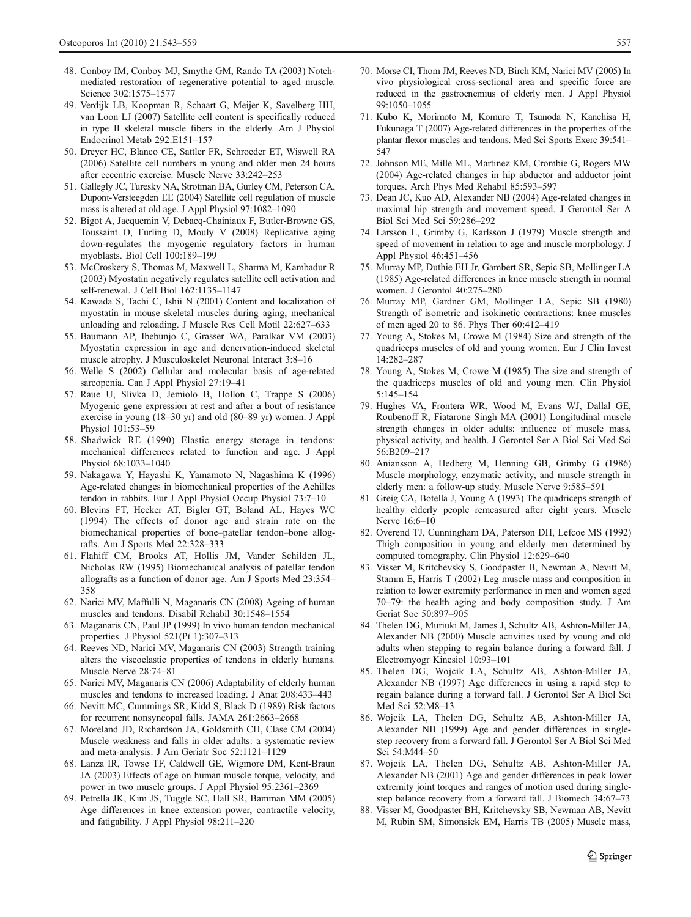48. Conboy IM, Conboy MJ, Smythe GM, Rando TA (2003) Notch-mediated restoration of regenerative potential to aged muscle. Science 302:1575–1577
49. Verdijk LB, Koopman R, Schaart G, Meijer K, Savelberg HH, van Loon LJ (2007) Satellite cell content is specifically reduced in type II skeletal muscle fibers in the elderly. Am J Physiol Endocrinol Metab 292:E151–157
50. Dreyer HC, Blanco CE, Sattler FR, Schroeder ET, Wiswell RA (2006) Satellite cell numbers in young and older men 24 hours after eccentric exercise. Muscle Nerve 33:242–253
51. Gallegly JC, Turesky NA, Strotman BA, Gurley CM, Peterson CA, Dupont-Versteegden EE (2004) Satellite cell regulation of muscle mass is altered at old age. J Appl Physiol 97:1082–1090
52. Bigot A, Jacquemin V, Debacq-Chainiaux F, Butler-Browne GS, Toussaint O, Furling D, Mouly V (2008) Replicative aging down-regulates the myogenic regulatory factors in human myoblasts. Biol Cell 100:189–199
53. McCroskery S, Thomas M, Maxwell L, Sharma M, Kambadur R (2003) Myostatin negatively regulates satellite cell activation and self-renewal. J Cell Biol 162:1135–1147
54. Kawada S, Tachi C, Ishii N (2001) Content and localization of myostatin in mouse skeletal muscles during aging, mechanical unloading and reloading. J Muscle Res Cell Motil 22:627–633
55. Baumann AP, Ibebunjo C, Grasser WA, Paralkar VM (2003) Myostatin expression in age and denervation-induced skeletal muscle atrophy. J Musculoskelet Neuronal Interact 3:8–16
56. Welle S (2002) Cellular and molecular basis of age-related sarcopenia. Can J Appl Physiol 27:19–41
57. Raue U, Slivka D, Jemiolo B, Hollon C, Trappe S (2006) Myogenic gene expression at rest and after a bout of resistance exercise in young (18–30 yr) and old (80–89 yr) women. J Appl Physiol 101:53–59
58. Shadwick RE (1990) Elastic energy storage in tendons: mechanical differences related to function and age. J Appl Physiol 68:1033–1040
59. Nakagawa Y, Hayashi K, Yamamoto N, Nagashima K (1996) Age-related changes in biomechanical properties of the Achilles tendon in rabbits. Eur J Appl Physiol Occup Physiol 73:7–10
60. Blevins FT, Hecker AT, Bigler GT, Boland AL, Hayes WC (1994) The effects of donor age and strain rate on the biomechanical properties of bone–patellar tendon–bone allografts. Am J Sports Med 22:328–333
61. Flahiff CM, Brooks AT, Hollis JM, Vander Schilden JL, Nicholas RW (1995) Biomechanical analysis of patellar tendon allografts as a function of donor age. Am J Sports Med 23:354–358
62. Narici MV, Maffulli N, Maganaris CN (2008) Ageing of human muscles and tendons. Disabil Rehabil 30:1548–1554
63. Maganaris CN, Paul JP (1999) In vivo human tendon mechanical properties. J Physiol 521(Pt 1):307–313
64. Reeves ND, Narici MV, Maganaris CN (2003) Strength training alters the viscoelastic properties of tendons in elderly humans. Muscle Nerve 28:74–81
65. Narici MV, Maganaris CN (2006) Adaptability of elderly human muscles and tendons to increased loading. J Anat 208:433–443
66. Nevitt MC, Cummings SR, Kidd S, Black D (1989) Risk factors for recurrent nonsyncopal falls. JAMA 261:2663–2668
67. Moreland JD, Richardson JA, Goldsmith CH, Clase CM (2004) Muscle weakness and falls in older adults: a systematic review and meta-analysis. J Am Geriatr Soc 52:1121–1129
68. Lanza IR, Towse TF, Caldwell GE, Wigmore DM, Kent-Braun JA (2003) Effects of age on human muscle torque, velocity, and power in two muscle groups. J Appl Physiol 95:2361–2369
69. Petrella JK, Kim JS, Tuggle SC, Hall SR, Bamman MM (2005) Age differences in knee extension power, contractile velocity, and fatigability. J Appl Physiol 98:211–220
70. Morse CI, Thom JM, Reeves ND, Birch KM, Narici MV (2005) In vivo physiological cross-sectional area and specific force are reduced in the gastrocnemius of elderly men. J Appl Physiol 99:1050–1055
71. Kubo K, Morimoto M, Komuro T, Tsunoda N, Kanehisa H, Fukunaga T (2007) Age-related differences in the properties of the plantar flexor muscles and tendons. Med Sci Sports Exerc 39:541–547
72. Johnson ME, Mille ML, Martinez KM, Crombie G, Rogers MW (2004) Age-related changes in hip abductor and adductor joint torques. Arch Phys Med Rehabil 85:593–597
73. Dean JC, Kuo AD, Alexander NB (2004) Age-related changes in maximal hip strength and movement speed. J Gerontol Ser A Biol Sci Med Sci 59:286–292
74. Larsson L, Grimby G, Karlsson J (1979) Muscle strength and speed of movement in relation to age and muscle morphology. J Appl Physiol 46:451–456
75. Murray MP, Duthie EH Jr, Gambert SR, Sepic SB, Mollinger LA (1985) Age-related differences in knee muscle strength in normal women. J Gerontol 40:275–280
76. Murray MP, Gardner GM, Mollinger LA, Sepic SB (1980) Strength of isometric and isokinetic contractions: knee muscles of men aged 20 to 86. Phys Ther 60:412–419
77. Young A, Stokes M, Crowe M (1984) Size and strength of the quadriceps muscles of old and young women. Eur J Clin Invest 14:282–287
78. Young A, Stokes M, Crowe M (1985) The size and strength of the quadriceps muscles of old and young men. Clin Physiol 5:145–154
79. Hughes VA, Frontera WR, Wood M, Evans WJ, Dallal GE, Roubenoff R, Fiatarone Singh MA (2001) Longitudinal muscle strength changes in older adults: influence of muscle mass, physical activity, and health. J Gerontol Ser A Biol Sci Med Sci 56:B209–217
80. Aniansson A, Hedberg M, Henning GB, Grimby G (1986) Muscle morphology, enzymatic activity, and muscle strength in elderly men: a follow-up study. Muscle Nerve 9:585–591
81. Greig CA, Botella J, Young A (1993) The quadriceps strength of healthy elderly people remeasured after eight years. Muscle Nerve 16:6–10
82. Overend TJ, Cunningham DA, Paterson DH, Lefcoe MS (1992) Thigh composition in young and elderly men determined by computed tomography. Clin Physiol 12:629–640
83. Visser M, Kritchevsky S, Goodpaster B, Newman A, Nevitt M, Stamm E, Harris T (2002) Leg muscle mass and composition in relation to lower extremity performance in men and women aged 70–79: the health aging and body composition study. J Am Geriat Soc 50:897–905
84. Thelen DG, Muriuki M, James J, Schultz AB, Ashton-Miller JA, Alexander NB (2000) Muscle activities used by young and old adults when stepping to regain balance during a forward fall. J Electromyogr Kinesiol 10:93–101
85. Thelen DG, Wojcik LA, Schultz AB, Ashton-Miller JA, Alexander NB (1997) Age differences in using a rapid step to regain balance during a forward fall. J Gerontol Ser A Biol Sci Med Sci 52:M8–13
86. Wojcik LA, Thelen DG, Schultz AB, Ashton-Miller JA, Alexander NB (1999) Age and gender differences in single-step recovery from a forward fall. J Gerontol Ser A Biol Sci Med Sci 54:M44–50
87. Wojcik LA, Thelen DG, Schultz AB, Ashton-Miller JA, Alexander NB (2001) Age and gender differences in peak lower extremity joint torques and ranges of motion used during single-step balance recovery from a forward fall. J Biomech 34:67–73
88. Visser M, Goodpaster BH, Kritchevsky SB, Newman AB, Nevitt M, Rubin SM, Simonsick EM, Harris TB (2005) Muscle mass,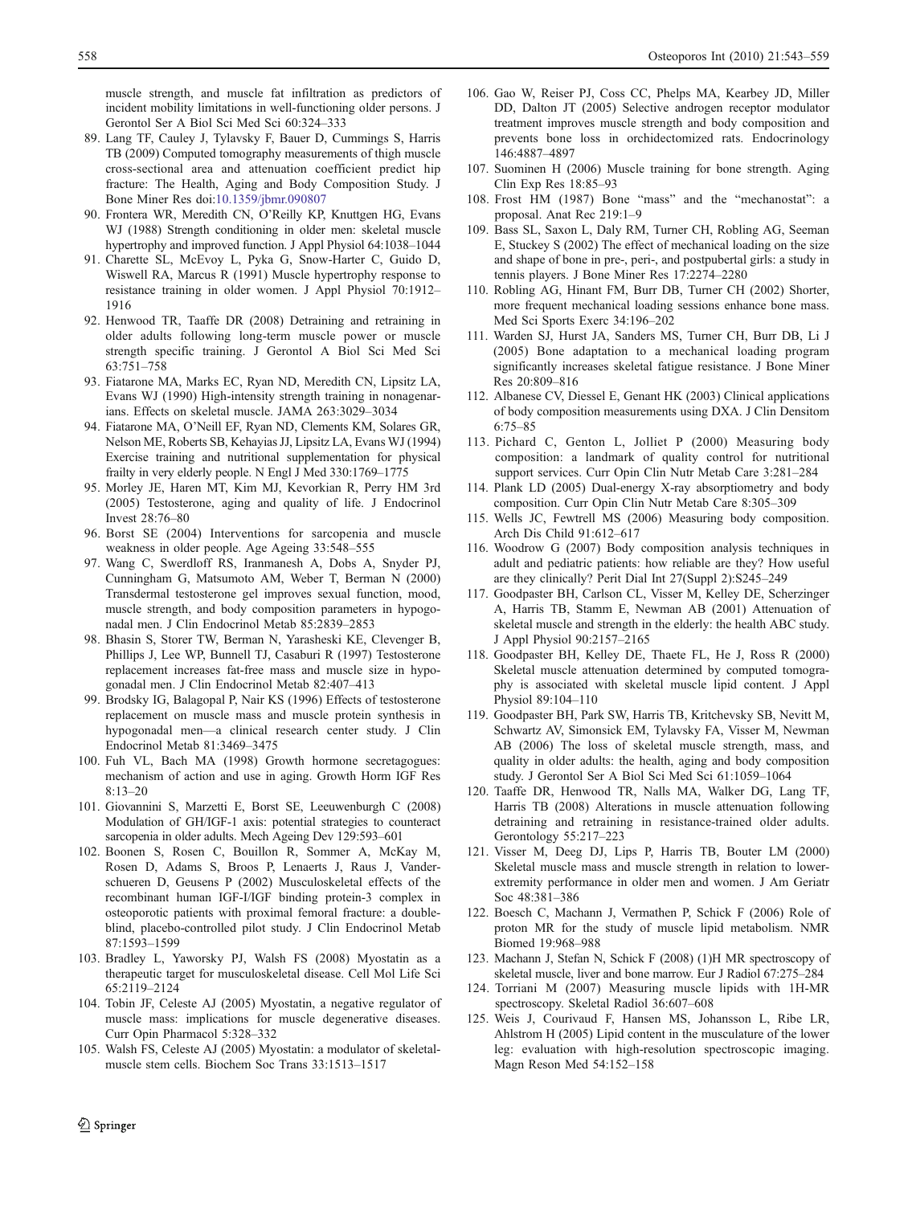muscle strength, and muscle fat infiltration as predictors of incident mobility limitations in well-functioning older persons. J Gerontol Ser A Biol Sci Med Sci 60:324–333

89. Lang TF, Cauley J, Tylavsky F, Bauer D, Cummings S, Harris TB (2009) Computed tomography measurements of thigh muscle cross-sectional area and attenuation coefficient predict hip fracture: The Health, Aging and Body Composition Study. J Bone Miner Res doi:10.1359/jbmr.090807
90. Frontera WR, Meredith CN, O'Reilly KP, Knuttgen HG, Evans WJ (1988) Strength conditioning in older men: skeletal muscle hypertrophy and improved function. J Appl Physiol 64:1038–1044
91. Charette SL, McEvoy L, Pyka G, Snow-Harter C, Guido D, Wiswell RA, Marcus R (1991) Muscle hypertrophy response to resistance training in older women. J Appl Physiol 70:1912–1916
92. Henwood TR, Taaffe DR (2008) Detraining and retraining in older adults following long-term muscle power or muscle strength specific training. J Gerontol A Biol Sci Med Sci 63:751–758
93. Fiatarone MA, Marks EC, Ryan ND, Meredith CN, Lipsitz LA, Evans WJ (1990) High-intensity strength training in nonagenarians. Effects on skeletal muscle. JAMA 263:3029–3034
94. Fiatarone MA, O'Neill EF, Ryan ND, Clements KM, Solares GR, Nelson ME, Roberts SB, Kehayias JJ, Lipsitz LA, Evans WJ (1994) Exercise training and nutritional supplementation for physical frailty in very elderly people. N Engl J Med 330:1769–1775
95. Morley JE, Haren MT, Kim MJ, Kevorkian R, Perry HM 3rd (2005) Testosterone, aging and quality of life. J Endocrinol Invest 28:76–80
96. Borst SE (2004) Interventions for sarcopenia and muscle weakness in older people. Age Ageing 33:548–555
97. Wang C, Swerdloff RS, Iranmanesh A, Dobs A, Snyder PJ, Cunningham G, Matsumoto AM, Weber T, Berman N (2000) Transdermal testosterone gel improves sexual function, mood, muscle strength, and body composition parameters in hypogonadal men. J Clin Endocrinol Metab 85:2839–2853
98. Bhasin S, Storer TW, Berman N, Yarasheski KE, Clevenger B, Phillips J, Lee WP, Bunnell TJ, Casaburi R (1997) Testosterone replacement increases fat-free mass and muscle size in hypogonadal men. J Clin Endocrinol Metab 82:407–413
99. Brodsky IG, Balagopal P, Nair KS (1996) Effects of testosterone replacement on muscle mass and muscle protein synthesis in hypogonadal men—a clinical research center study. J Clin Endocrinol Metab 81:3469–3475
100. Fuh VL, Bach MA (1998) Growth hormone secretagogues: mechanism of action and use in aging. Growth Horm IGF Res 8:13–20
101. Giovannini S, Marzetti E, Borst SE, Leeuwenburgh C (2008) Modulation of GH/IGF-1 axis: potential strategies to counteract sarcopenia in older adults. Mech Ageing Dev 129:593–601
102. Boonen S, Rosen C, Bouillon R, Sommer A, McKay M, Rosen D, Adams S, Broos P, Lenaerts J, Raus J, Vanderschueren D, Geusens P (2002) Musculoskeletal effects of the recombinant human IGF-I/IGF binding protein-3 complex in osteoporotic patients with proximal femoral fracture: a double-blind, placebo-controlled pilot study. J Clin Endocrinol Metab 87:1593–1599
103. Bradley L, Yaworsky PJ, Walsh FS (2008) Myostatin as a therapeutic target for musculoskeletal disease. Cell Mol Life Sci 65:2119–2124
104. Tobin JF, Celeste AJ (2005) Myostatin, a negative regulator of muscle mass: implications for muscle degenerative diseases. Curr Opin Pharmacol 5:328–332
105. Walsh FS, Celeste AJ (2005) Myostatin: a modulator of skeletal-muscle stem cells. Biochem Soc Trans 33:1513–1517
106. Gao W, Reiser PJ, Coss CC, Phelps MA, Kearbey JD, Miller DD, Dalton JT (2005) Selective androgen receptor modulator treatment improves muscle strength and body composition and prevents bone loss in orchidectomized rats. Endocrinology 146:4887–4897
107. Suominen H (2006) Muscle training for bone strength. Aging Clin Exp Res 18:85–93
108. Frost HM (1987) Bone "mass" and the "mechanostat": a proposal. Anat Rec 219:1–9
109. Bass SL, Saxon L, Daly RM, Turner CH, Robling AG, Seeman E, Stuckey S (2002) The effect of mechanical loading on the size and shape of bone in pre-, peri-, and postpubertal girls: a study in tennis players. J Bone Miner Res 17:2274–2280
110. Robling AG, Hinant FM, Burr DB, Turner CH (2002) Shorter, more frequent mechanical loading sessions enhance bone mass. Med Sci Sports Exerc 34:196–202
111. Warden SJ, Hurst JA, Sanders MS, Turner CH, Burr DB, Li J (2005) Bone adaptation to a mechanical loading program significantly increases skeletal fatigue resistance. J Bone Miner Res 20:809–816
112. Albanese CV, Diessel E, Genant HK (2003) Clinical applications of body composition measurements using DXA. J Clin Densitom 6:75–85
113. Pichard C, Genton L, Jolliet P (2000) Measuring body composition: a landmark of quality control for nutritional support services. Curr Opin Clin Nutr Metab Care 3:281–284
114. Plank LD (2005) Dual-energy X-ray absorptiometry and body composition. Curr Opin Clin Nutr Metab Care 8:305–309
115. Wells JC, Fewtrell MS (2006) Measuring body composition. Arch Dis Child 91:612–617
116. Woodrow G (2007) Body composition analysis techniques in adult and pediatric patients: how reliable are they? How useful are they clinically? Perit Dial Int 27(Suppl 2):S245–249
117. Goodpaster BH, Carlson CL, Visser M, Kelley DE, Scherzinger A, Harris TB, Stamm E, Newman AB (2001) Attenuation of skeletal muscle and strength in the elderly: the health ABC study. J Appl Physiol 90:2157–2165
118. Goodpaster BH, Kelley DE, Thaete FL, He J, Ross R (2000) Skeletal muscle attenuation determined by computed tomography is associated with skeletal muscle lipid content. J Appl Physiol 89:104–110
119. Goodpaster BH, Park SW, Harris TB, Kritchevsky SB, Nevitt M, Schwartz AV, Simonsick EM, Tylavsky FA, Visser M, Newman AB (2006) The loss of skeletal muscle strength, mass, and quality in older adults: the health, aging and body composition study. J Gerontol Ser A Biol Sci Med Sci 61:1059–1064
120. Taaffe DR, Henwood TR, Nalls MA, Walker DG, Lang TF, Harris TB (2008) Alterations in muscle attenuation following detraining and retraining in resistance-trained older adults. Gerontology 55:217–223
121. Visser M, Deeg DJ, Lips P, Harris TB, Bouter LM (2000) Skeletal muscle mass and muscle strength in relation to lower-extremity performance in older men and women. J Am Geriatr Soc 48:381–386
122. Boesch C, Machann J, Vermathen P, Schick F (2006) Role of proton MR for the study of muscle lipid metabolism. NMR Biomed 19:968–988
123. Machann J, Stefan N, Schick F (2008) (1)H MR spectroscopy of skeletal muscle, liver and bone marrow. Eur J Radiol 67:275–284
124. Torriani M (2007) Measuring muscle lipids with 1H-MR spectroscopy. Skeletal Radiol 36:607–608
125. Weis J, Courivaud F, Hansen MS, Johansson L, Ribe LR, Ahlstrom H (2005) Lipid content in the musculature of the lower leg: evaluation with high-resolution spectroscopic imaging. Magn Reson Med 54:152–158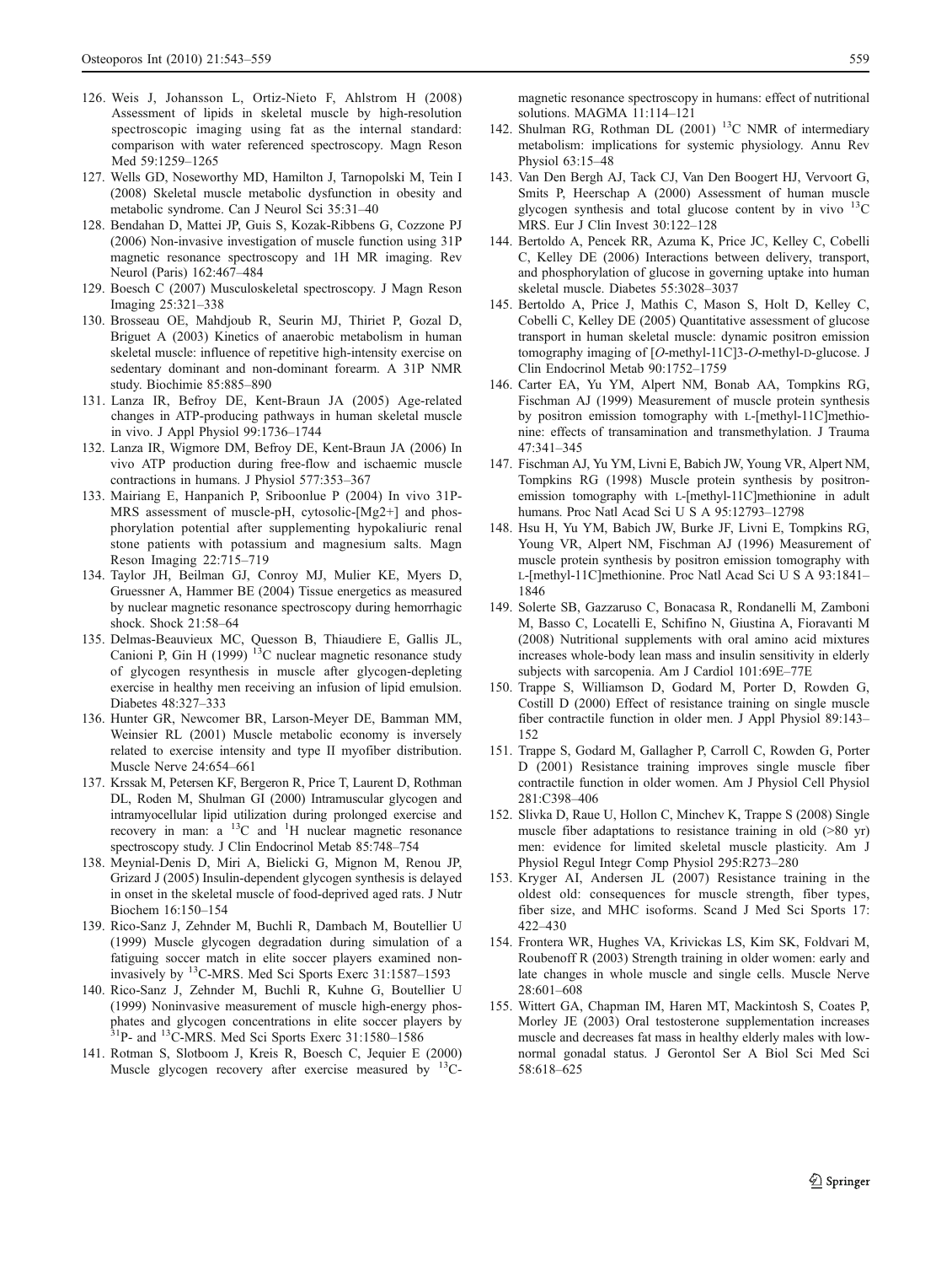126. Weis J, Johansson L, Ortiz-Nieto F, Ahlstrom H (2008) Assessment of lipids in skeletal muscle by high-resolution spectroscopic imaging using fat as the internal standard: comparison with water referenced spectroscopy. Magn Reson Med 59:1259–1265
127. Wells GD, Noseworthy MD, Hamilton J, Tarnopolski M, Tein I (2008) Skeletal muscle metabolic dysfunction in obesity and metabolic syndrome. Can J Neurol Sci 35:31–40
128. Bendahan D, Mattei JP, Guis S, Kozak-Ribbens G, Cozzone PJ (2006) Non-invasive investigation of muscle function using 31P magnetic resonance spectroscopy and 1H MR imaging. Rev Neurol (Paris) 162:467–484
129. Boesch C (2007) Musculoskeletal spectroscopy. J Magn Reson Imaging 25:321–338
130. Brosseau OE, Mahdjoub R, Seurin MJ, Thiriet P, Gozal D, Briguet A (2003) Kinetics of anaerobic metabolism in human skeletal muscle: influence of repetitive high-intensity exercise on sedentary dominant and non-dominant forearm. A 31P NMR study. Biochimie 85:885–890
131. Lanza IR, Befroy DE, Kent-Braun JA (2005) Age-related changes in ATP-producing pathways in human skeletal muscle in vivo. J Appl Physiol 99:1736–1744
132. Lanza IR, Wigmore DM, Befroy DE, Kent-Braun JA (2006) In vivo ATP production during free-flow and ischaemic muscle contractions in humans. J Physiol 577:353–367
133. Mairiang E, Hanpanich P, Sriboonlue P (2004) In vivo 31P-MRS assessment of muscle-pH, cytosolic-[Mg2+] and phosphorylation potential after supplementing hypokaliuric renal stone patients with potassium and magnesium salts. Magn Reson Imaging 22:715–719
134. Taylor JH, Beilman GJ, Conroy MJ, Mulier KE, Myers D, Gruessner A, Hammer BE (2004) Tissue energetics as measured by nuclear magnetic resonance spectroscopy during hemorrhagic shock. Shock 21:58–64
135. Delmas-Beauvieux MC, Quesson B, Thiaudiere E, Gallis JL, Canioni P, Gin H (1999) $^{13}$C nuclear magnetic resonance study of glycogen resynthesis in muscle after glycogen-depleting exercise in healthy men receiving an infusion of lipid emulsion. Diabetes 48:327–333
136. Hunter GR, Newcomer BR, Larson-Meyer DE, Bamman MM, Weinsier RL (2001) Muscle metabolic economy is inversely related to exercise intensity and type II myofiber distribution. Muscle Nerve 24:654–661
137. Krssak M, Petersen KF, Bergeron R, Price T, Laurent D, Rothman DL, Roden M, Shulman GI (2000) Intramuscular glycogen and intramyocellular lipid utilization during prolonged exercise and recovery in man: a $^{13}$C and $^{1}$H nuclear magnetic resonance spectroscopy study. J Clin Endocrinol Metab 85:748–754
138. Meynial-Denis D, Miri A, Bielicki G, Mignon M, Renou JP, Grizard J (2005) Insulin-dependent glycogen synthesis is delayed in onset in the skeletal muscle of food-deprived aged rats. J Nutr Biochem 16:150–154
139. Rico-Sanz J, Zehnder M, Buchli R, Dambach M, Boutellier U (1999) Muscle glycogen degradation during simulation of a fatiguing soccer match in elite soccer players examined non-invasively by $^{13}$C-MRS. Med Sci Sports Exerc 31:1587–1593
140. Rico-Sanz J, Zehnder M, Buchli R, Kuhne G, Boutellier U (1999) Noninvasive measurement of muscle high-energy phosphates and glycogen concentrations in elite soccer players by $^{31}$P- and $^{13}$C-MRS. Med Sci Sports Exerc 31:1580–1586
141. Rotman S, Slotboom J, Kreis R, Boesch C, Jequier E (2000) Muscle glycogen recovery after exercise measured by $^{13}$C-magnetic resonance spectroscopy in humans: effect of nutritional solutions. MAGMA 11:114–121
142. Shulman RG, Rothman DL (2001) $^{13}$C NMR of intermediary metabolism: implications for systemic physiology. Annu Rev Physiol 63:15–48
143. Van Den Bergh AJ, Tack CJ, Van Den Boogert HJ, Vervoort G, Smits P, Heerschap A (2000) Assessment of human muscle glycogen synthesis and total glucose content by in vivo $^{13}$C MRS. Eur J Clin Invest 30:122–128
144. Bertoldo A, Pencek RR, Azuma K, Price JC, Kelley C, Cobelli C, Kelley DE (2006) Interactions between delivery, transport, and phosphorylation of glucose in governing uptake into human skeletal muscle. Diabetes 55:3028–3037
145. Bertoldo A, Price J, Mathis C, Mason S, Holt D, Kelley C, Cobelli C, Kelley DE (2005) Quantitative assessment of glucose transport in human skeletal muscle: dynamic positron emission tomography imaging of [*O*-methyl-11C]3-*O*-methyl-D-glucose. J Clin Endocrinol Metab 90:1752–1759
146. Carter EA, Yu YM, Alpert NM, Bonab AA, Tompkins RG, Fischman AJ (1999) Measurement of muscle protein synthesis by positron emission tomography with L-[methyl-11C]methionine: effects of transamination and transmethylation. J Trauma 47:341–345
147. Fischman AJ, Yu YM, Livni E, Babich JW, Young VR, Alpert NM, Tompkins RG (1998) Muscle protein synthesis by positron-emission tomography with L-[methyl-11C]methionine in adult humans. Proc Natl Acad Sci U S A 95:12793–12798
148. Hsu H, Yu YM, Babich JW, Burke JF, Livni E, Tompkins RG, Young VR, Alpert NM, Fischman AJ (1996) Measurement of muscle protein synthesis by positron emission tomography with L-[methyl-11C]methionine. Proc Natl Acad Sci U S A 93:1841–1846
149. Solerte SB, Gazzaruso C, Bonacasa R, Rondanelli M, Zamboni M, Basso C, Locatelli E, Schifino N, Giustina A, Fioravanti M (2008) Nutritional supplements with oral amino acid mixtures increases whole-body lean mass and insulin sensitivity in elderly subjects with sarcopenia. Am J Cardiol 101:69E–77E
150. Trappe S, Williamson D, Godard M, Porter D, Rowden G, Costill D (2000) Effect of resistance training on single muscle fiber contractile function in older men. J Appl Physiol 89:143–152
151. Trappe S, Godard M, Gallagher P, Carroll C, Rowden G, Porter D (2001) Resistance training improves single muscle fiber contractile function in older women. Am J Physiol Cell Physiol 281:C398–406
152. Slivka D, Raue U, Hollon C, Minchev K, Trappe S (2008) Single muscle fiber adaptations to resistance training in old (>80 yr) men: evidence for limited skeletal muscle plasticity. Am J Physiol Regul Integr Comp Physiol 295:R273–280
153. Kryger AI, Andersen JL (2007) Resistance training in the oldest old: consequences for muscle strength, fiber types, fiber size, and MHC isoforms. Scand J Med Sci Sports 17:422–430
154. Frontera WR, Hughes VA, Krivickas LS, Kim SK, Foldvari M, Roubenoff R (2003) Strength training in older women: early and late changes in whole muscle and single cells. Muscle Nerve 28:601–608
155. Wittert GA, Chapman IM, Haren MT, Mackintosh S, Coates P, Morley JE (2003) Oral testosterone supplementation increases muscle and decreases fat mass in healthy elderly males with low-normal gonadal status. J Gerontol Ser A Biol Sci Med Sci 58:618–625